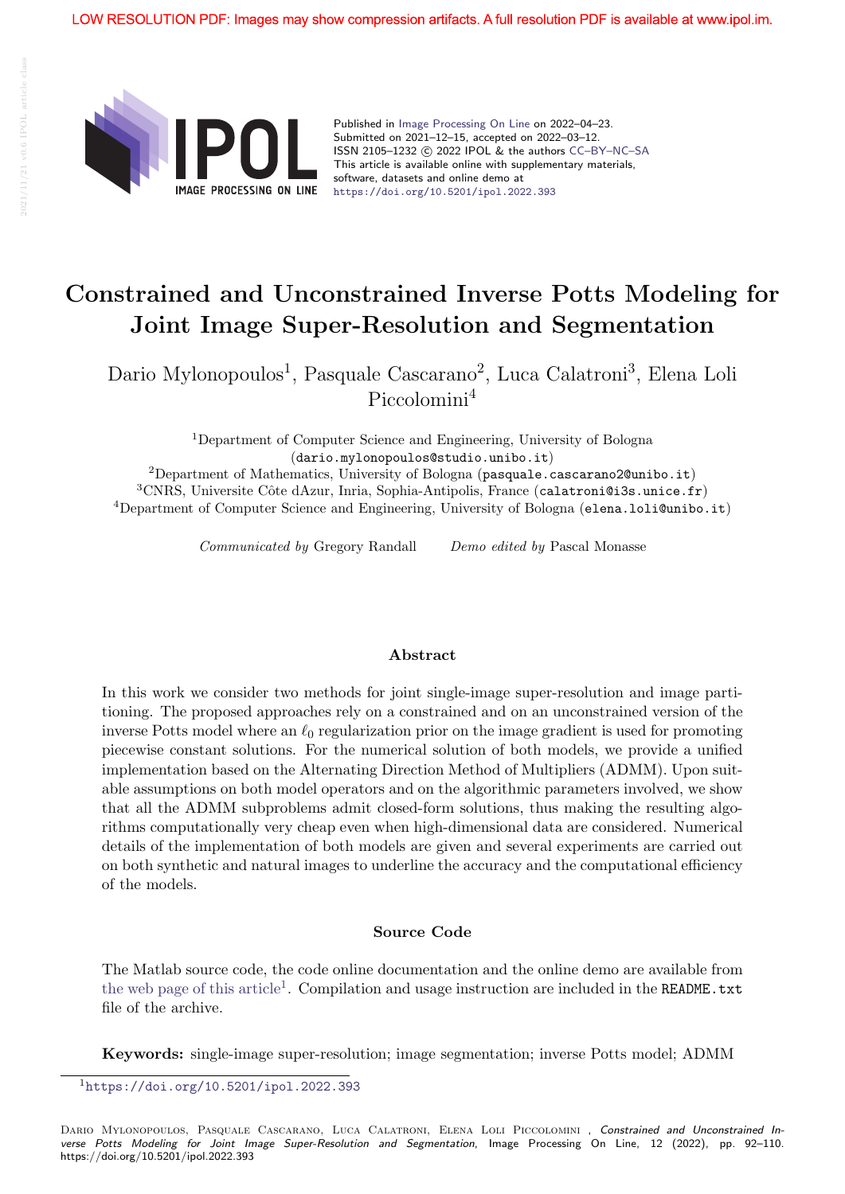LOW RESOLUTION PDF: Images may show compression artifacts. A full resolution PDF is available at www.ipol.im.

Published in Image Processing On Line on 2022–04–23.
Submitted on 2021–12–15, accepted on 2022–03–12.
ISSN 2105–1232 © 2022 IPOL & the authors CC–BY–NC–SA
This article is available online with supplementary materials, software, datasets and online demo at
https://doi.org/10.5201/ipol.2022.393

# Constrained and Unconstrained Inverse Potts Modeling for Joint Image Super-Resolution and Segmentation

Dario Mylonopoulos[1], Pasquale Cascarano[2], Luca Calatroni[3], Elena Loli Piccolomini[4]

[1]Department of Computer Science and Engineering, University of Bologna (dario.mylonopoulos@studio.unibo.it)
[2]Department of Mathematics, University of Bologna (pasquale.cascarano2@unibo.it)
[3]CNRS, Universite Côte dAzur, Inria, Sophia-Antipolis, France (calatroni@i3s.unice.fr)
[4]Department of Computer Science and Engineering, University of Bologna (elena.loli@unibo.it)

*Communicated by* Gregory Randall *Demo edited by* Pascal Monasse

### Abstract

In this work we consider two methods for joint single-image super-resolution and image partitioning. The proposed approaches rely on a constrained and on an unconstrained version of the inverse Potts model where an $\ell_0$ regularization prior on the image gradient is used for promoting piecewise constant solutions. For the numerical solution of both models, we provide a unified implementation based on the Alternating Direction Method of Multipliers (ADMM). Upon suitable assumptions on both model operators and on the algorithmic parameters involved, we show that all the ADMM subproblems admit closed-form solutions, thus making the resulting algorithms computationally very cheap even when high-dimensional data are considered. Numerical details of the implementation of both models are given and several experiments are carried out on both synthetic and natural images to underline the accuracy and the computational efficiency of the models.

### Source Code

The Matlab source code, the code online documentation and the online demo are available from the web page of this article[1]. Compilation and usage instruction are included in the README.txt file of the archive.

**Keywords:** single-image super-resolution; image segmentation; inverse Potts model; ADMM

[1]https://doi.org/10.5201/ipol.2022.393

Dario Mylonopoulos, Pasquale Cascarano, Luca Calatroni, Elena Loli Piccolomini, *Constrained and Unconstrained Inverse Potts Modeling for Joint Image Super-Resolution and Segmentation*, Image Processing On Line, 12 (2022), pp. 92–110. https://doi.org/10.5201/ipol.2022.393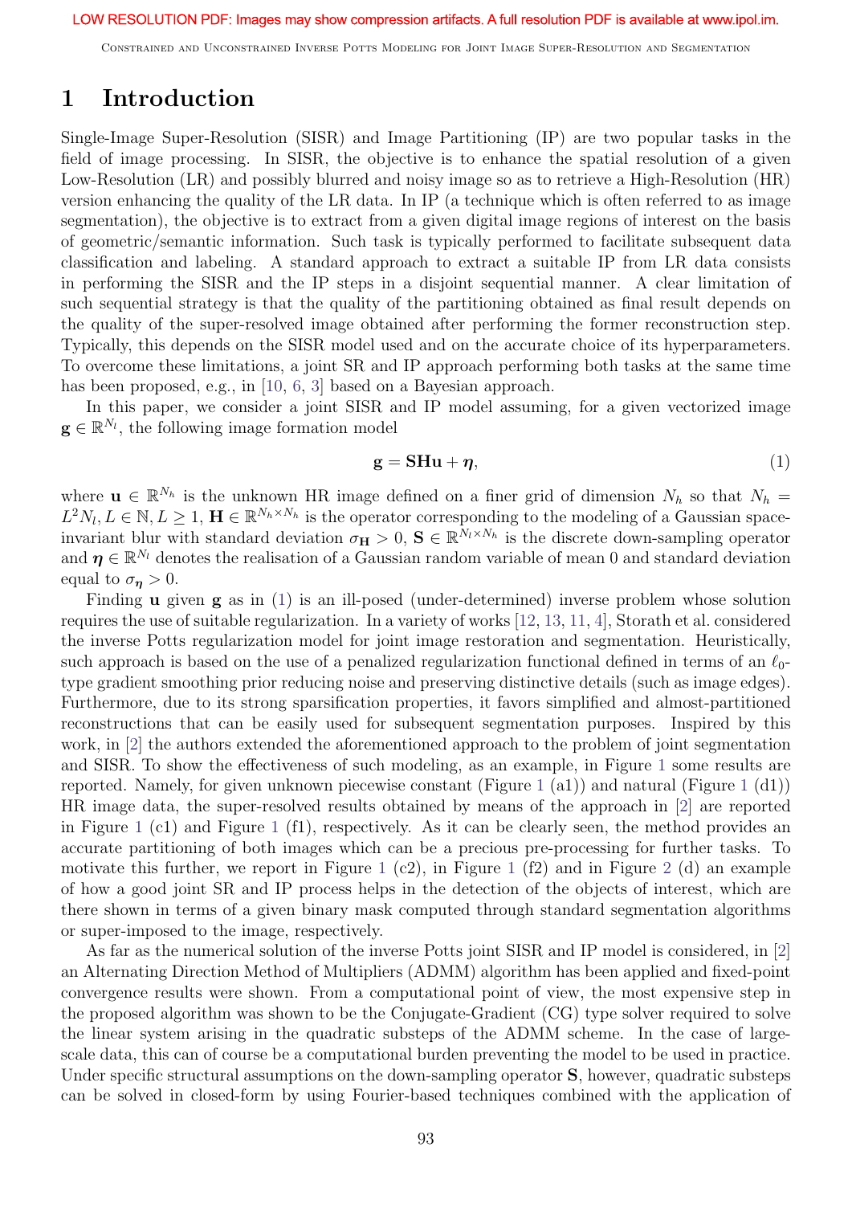# 1 Introduction

Single-Image Super-Resolution (SISR) and Image Partitioning (IP) are two popular tasks in the field of image processing. In SISR, the objective is to enhance the spatial resolution of a given Low-Resolution (LR) and possibly blurred and noisy image so as to retrieve a High-Resolution (HR) version enhancing the quality of the LR data. In IP (a technique which is often referred to as image segmentation), the objective is to extract from a given digital image regions of interest on the basis of geometric/semantic information. Such task is typically performed to facilitate subsequent data classification and labeling. A standard approach to extract a suitable IP from LR data consists in performing the SISR and the IP steps in a disjoint sequential manner. A clear limitation of such sequential strategy is that the quality of the partitioning obtained as final result depends on the quality of the super-resolved image obtained after performing the former reconstruction step. Typically, this depends on the SISR model used and on the accurate choice of its hyperparameters. To overcome these limitations, a joint SR and IP approach performing both tasks at the same time has been proposed, e.g., in [10, 6, 3] based on a Bayesian approach.

In this paper, we consider a joint SISR and IP model assuming, for a given vectorized image $\mathbf{g} \in \mathbb{R}^{N_l}$, the following image formation model

$$\mathbf{g} = \mathbf{S}\mathbf{H}\mathbf{u} + \boldsymbol{\eta}, \tag{1}$$

where $\mathbf{u} \in \mathbb{R}^{N_h}$ is the unknown HR image defined on a finer grid of dimension $N_h$ so that $N_h = L^2 N_l, L \in \mathbb{N}, L \geq 1$, $\mathbf{H} \in \mathbb{R}^{N_h \times N_h}$ is the operator corresponding to the modeling of a Gaussian space-invariant blur with standard deviation $\sigma_{\mathbf{H}} > 0$, $\mathbf{S} \in \mathbb{R}^{N_l \times N_h}$ is the discrete down-sampling operator and $\boldsymbol{\eta} \in \mathbb{R}^{N_l}$ denotes the realisation of a Gaussian random variable of mean 0 and standard deviation equal to $\sigma_{\boldsymbol{\eta}} > 0$.

Finding $\mathbf{u}$ given $\mathbf{g}$ as in (1) is an ill-posed (under-determined) inverse problem whose solution requires the use of suitable regularization. In a variety of works [12, 13, 11, 4], Storath et al. considered the inverse Potts regularization model for joint image restoration and segmentation. Heuristically, such approach is based on the use of a penalized regularization functional defined in terms of an $\ell_0$-type gradient smoothing prior reducing noise and preserving distinctive details (such as image edges). Furthermore, due to its strong sparsification properties, it favors simplified and almost-partitioned reconstructions that can be easily used for subsequent segmentation purposes. Inspired by this work, in [2] the authors extended the aforementioned approach to the problem of joint segmentation and SISR. To show the effectiveness of such modeling, as an example, in Figure 1 some results are reported. Namely, for given unknown piecewise constant (Figure 1 (a1)) and natural (Figure 1 (d1)) HR image data, the super-resolved results obtained by means of the approach in [2] are reported in Figure 1 (c1) and Figure 1 (f1), respectively. As it can be clearly seen, the method provides an accurate partitioning of both images which can be a precious pre-processing for further tasks. To motivate this further, we report in Figure 1 (c2), in Figure 1 (f2) and in Figure 2 (d) an example of how a good joint SR and IP process helps in the detection of the objects of interest, which are there shown in terms of a given binary mask computed through standard segmentation algorithms or super-imposed to the image, respectively.

As far as the numerical solution of the inverse Potts joint SISR and IP model is considered, in [2] an Alternating Direction Method of Multipliers (ADMM) algorithm has been applied and fixed-point convergence results were shown. From a computational point of view, the most expensive step in the proposed algorithm was shown to be the Conjugate-Gradient (CG) type solver required to solve the linear system arising in the quadratic substeps of the ADMM scheme. In the case of large-scale data, this can of course be a computational burden preventing the model to be used in practice. Under specific structural assumptions on the down-sampling operator $\mathbf{S}$, however, quadratic substeps can be solved in closed-form by using Fourier-based techniques combined with the application of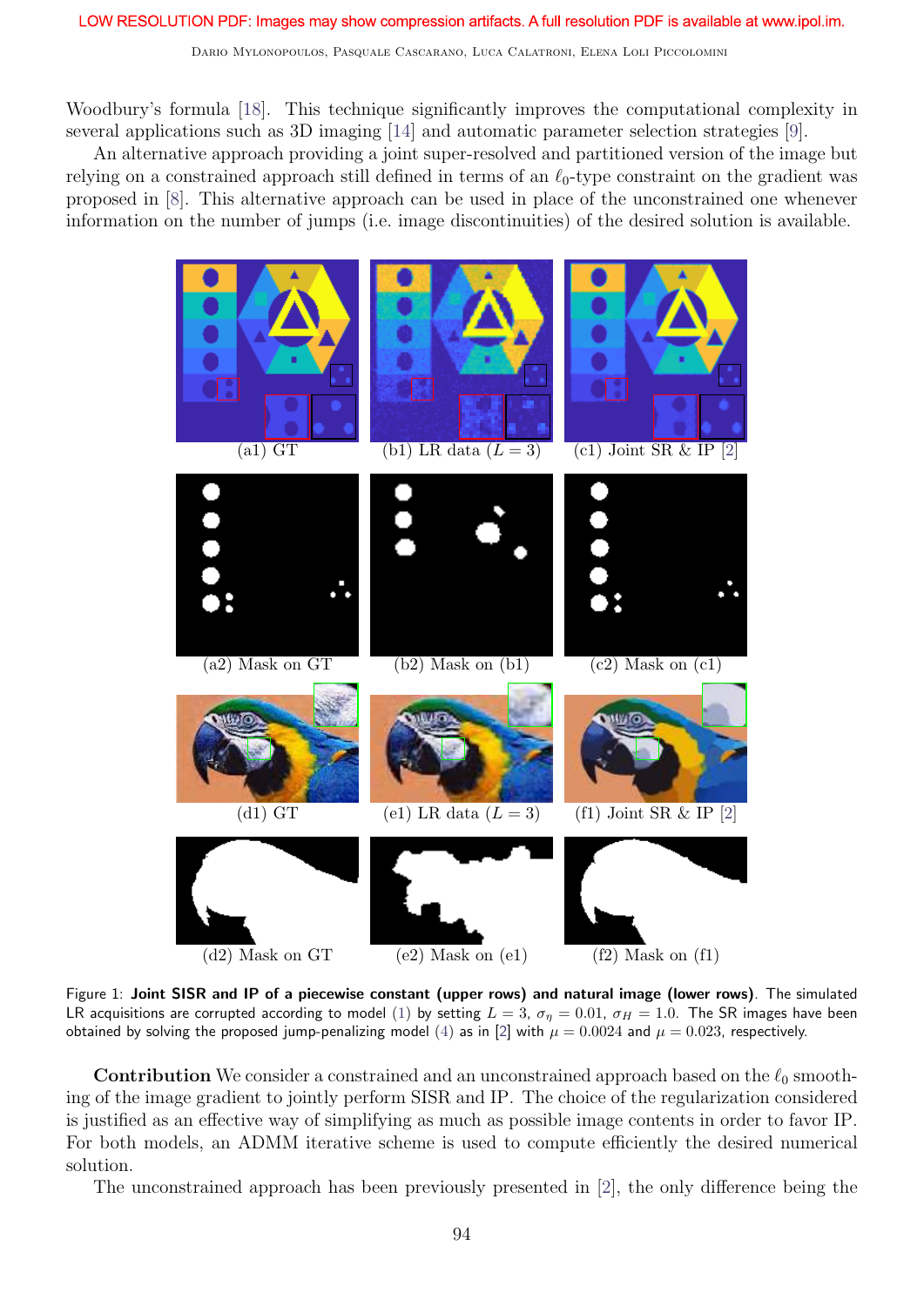Woodbury's formula [18]. This technique significantly improves the computational complexity in several applications such as 3D imaging [14] and automatic parameter selection strategies [9].

An alternative approach providing a joint super-resolved and partitioned version of the image but relying on a constrained approach still defined in terms of an $\ell_0$-type constraint on the gradient was proposed in [8]. This alternative approach can be used in place of the unconstrained one whenever information on the number of jumps (i.e. image discontinuities) of the desired solution is available.

(a1) GT (b1) LR data ($L = 3$) (c1) Joint SR & IP [2]

(a2) Mask on GT (b2) Mask on (b1) (c2) Mask on (c1)

(d1) GT (e1) LR data ($L = 3$) (f1) Joint SR & IP [2]

(d2) Mask on GT (e2) Mask on (e1) (f2) Mask on (f1)

Figure 1: **Joint SISR and IP of a piecewise constant (upper rows) and natural image (lower rows)**. The simulated LR acquisitions are corrupted according to model (1) by setting $L = 3$, $\sigma_\eta = 0.01$, $\sigma_H = 1.0$. The SR images have been obtained by solving the proposed jump-penalizing model (4) as in [2] with $\mu = 0.0024$ and $\mu = 0.023$, respectively.

**Contribution** We consider a constrained and an unconstrained approach based on the $\ell_0$ smoothing of the image gradient to jointly perform SISR and IP. The choice of the regularization considered is justified as an effective way of simplifying as much as possible image contents in order to favor IP. For both models, an ADMM iterative scheme is used to compute efficiently the desired numerical solution.

The unconstrained approach has been previously presented in [2], the only difference being the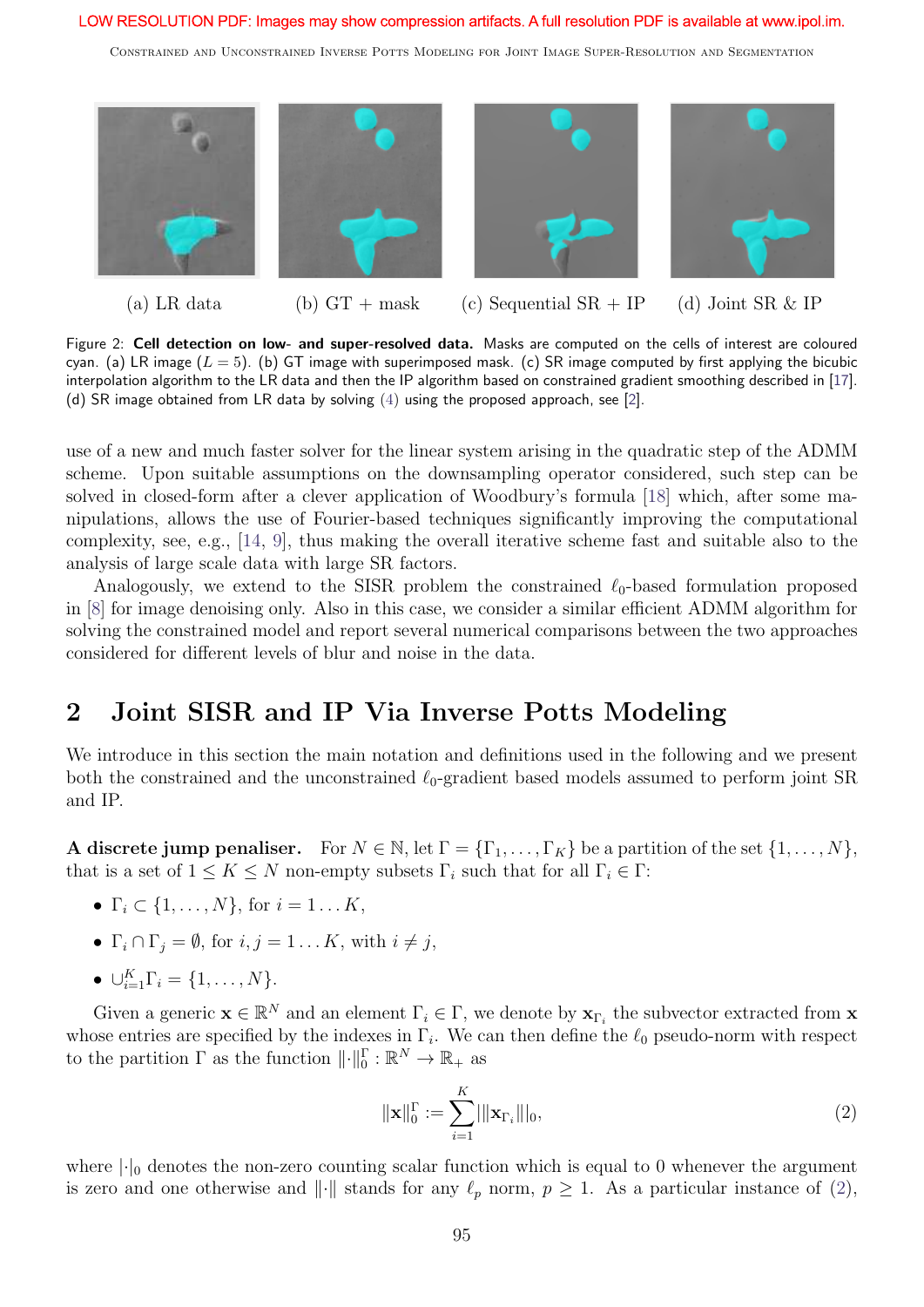LOW RESOLUTION PDF: Images may show compression artifacts. A full resolution PDF is available at www.ipol.im.

(a) LR data (b) GT + mask (c) Sequential SR + IP (d) Joint SR & IP

Figure 2: **Cell detection on low- and super-resolved data.** Masks are computed on the cells of interest are coloured cyan. (a) LR image ($L = 5$). (b) GT image with superimposed mask. (c) SR image computed by first applying the bicubic interpolation algorithm to the LR data and then the IP algorithm based on constrained gradient smoothing described in [17]. (d) SR image obtained from LR data by solving (4) using the proposed approach, see [2].

use of a new and much faster solver for the linear system arising in the quadratic step of the ADMM scheme. Upon suitable assumptions on the downsampling operator considered, such step can be solved in closed-form after a clever application of Woodbury's formula [18] which, after some manipulations, allows the use of Fourier-based techniques significantly improving the computational complexity, see, e.g., [14, 9], thus making the overall iterative scheme fast and suitable also to the analysis of large scale data with large SR factors.

Analogously, we extend to the SISR problem the constrained $\ell_0$-based formulation proposed in [8] for image denoising only. Also in this case, we consider a similar efficient ADMM algorithm for solving the constrained model and report several numerical comparisons between the two approaches considered for different levels of blur and noise in the data.

## 2 Joint SISR and IP Via Inverse Potts Modeling

We introduce in this section the main notation and definitions used in the following and we present both the constrained and the unconstrained $\ell_0$-gradient based models assumed to perform joint SR and IP.

**A discrete jump penaliser.** For $N \in \mathbb{N}$, let $\Gamma = \{\Gamma_1, \ldots, \Gamma_K\}$ be a partition of the set $\{1, \ldots, N\}$, that is a set of $1 \leq K \leq N$ non-empty subsets $\Gamma_i$ such that for all $\Gamma_i \in \Gamma$:

- $\Gamma_i \subset \{1, \ldots, N\}$, for $i = 1 \ldots K$,
- $\Gamma_i \cap \Gamma_j = \emptyset$, for $i, j = 1 \ldots K$, with $i \neq j$,
- $\cup_{i=1}^{K} \Gamma_i = \{1, \ldots, N\}$.

Given a generic $\mathbf{x} \in \mathbb{R}^N$ and an element $\Gamma_i \in \Gamma$, we denote by $\mathbf{x}_{\Gamma_i}$ the subvector extracted from $\mathbf{x}$ whose entries are specified by the indexes in $\Gamma_i$. We can then define the $\ell_0$ pseudo-norm with respect to the partition $\Gamma$ as the function $\|\cdot\|_0^{\Gamma} : \mathbb{R}^N \to \mathbb{R}_+$ as

$$\|\mathbf{x}\|_0^{\Gamma} := \sum_{i=1}^{K} |\|\mathbf{x}_{\Gamma_i}\||_0, \tag{2}$$

where $|\cdot|_0$ denotes the non-zero counting scalar function which is equal to 0 whenever the argument is zero and one otherwise and $\|\cdot\|$ stands for any $\ell_p$ norm, $p \geq 1$. As a particular instance of (2),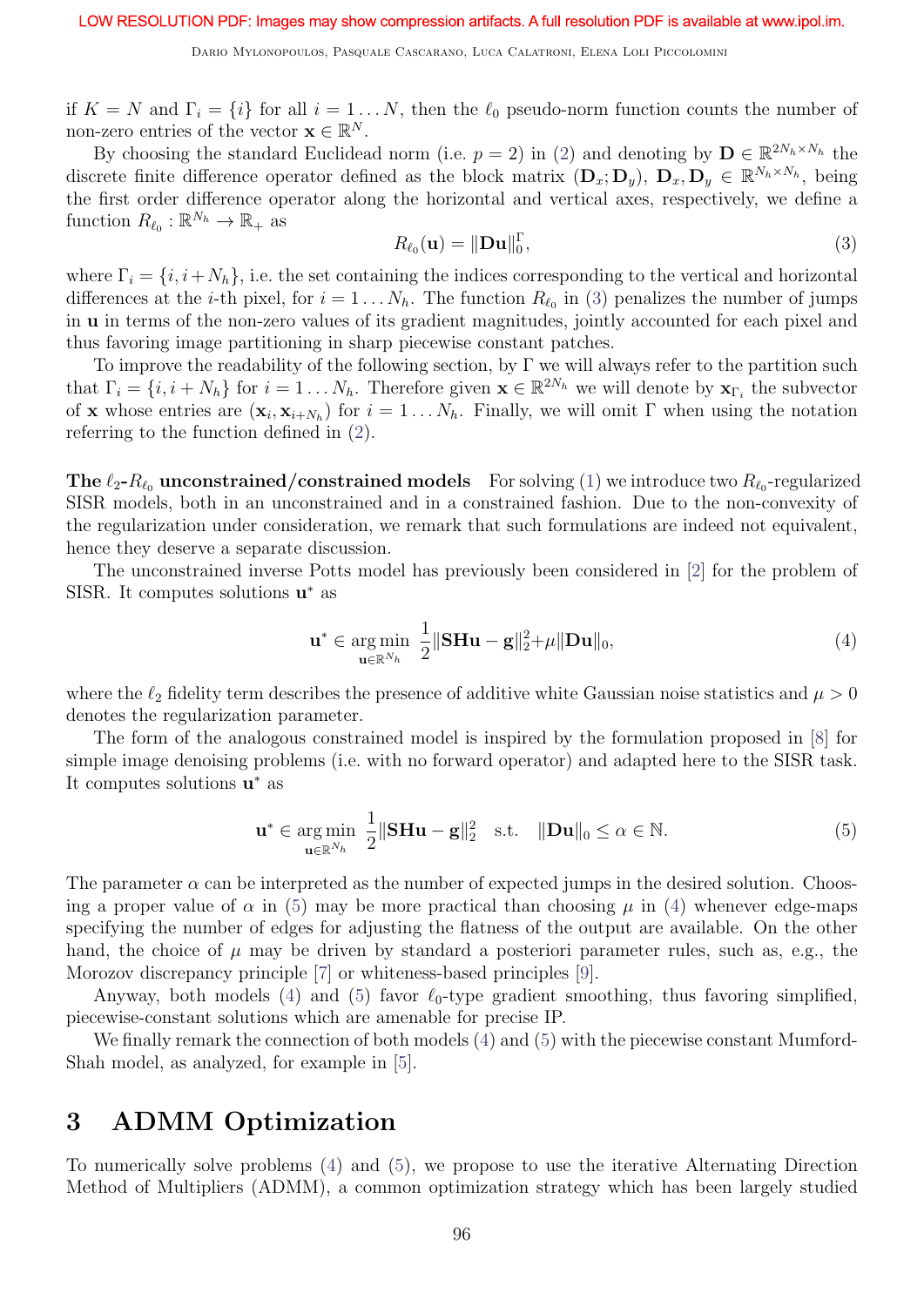if $K = N$ and $\Gamma_i = \{i\}$ for all $i = 1 \dots N$, then the $\ell_0$ pseudo-norm function counts the number of non-zero entries of the vector $\mathbf{x} \in \mathbb{R}^N$.

By choosing the standard Euclidead norm (i.e. $p = 2$) in (2) and denoting by $\mathbf{D} \in \mathbb{R}^{2N_h \times N_h}$ the discrete finite difference operator defined as the block matrix $(\mathbf{D}_x; \mathbf{D}_y)$, $\mathbf{D}_x, \mathbf{D}_y \in \mathbb{R}^{N_h \times N_h}$, being the first order difference operator along the horizontal and vertical axes, respectively, we define a function $R_{\ell_0} : \mathbb{R}^{N_h} \to \mathbb{R}_+$ as

$$R_{\ell_0}(\mathbf{u}) = \|\mathbf{D}\mathbf{u}\|_0^\Gamma, \tag{3}$$

where $\Gamma_i = \{i, i + N_h\}$, i.e. the set containing the indices corresponding to the vertical and horizontal differences at the $i$-th pixel, for $i = 1 \dots N_h$. The function $R_{\ell_0}$ in (3) penalizes the number of jumps in $\mathbf{u}$ in terms of the non-zero values of its gradient magnitudes, jointly accounted for each pixel and thus favoring image partitioning in sharp piecewise constant patches.

To improve the readability of the following section, by $\Gamma$ we will always refer to the partition such that $\Gamma_i = \{i, i + N_h\}$ for $i = 1 \dots N_h$. Therefore given $\mathbf{x} \in \mathbb{R}^{2N_h}$ we will denote by $\mathbf{x}_{\Gamma_i}$ the subvector of $\mathbf{x}$ whose entries are $(\mathbf{x}_i, \mathbf{x}_{i+N_h})$ for $i = 1 \dots N_h$. Finally, we will omit $\Gamma$ when using the notation referring to the function defined in (2).

**The $\ell_2$-$R_{\ell_0}$ unconstrained/constrained models** For solving (1) we introduce two $R_{\ell_0}$-regularized SISR models, both in an unconstrained and in a constrained fashion. Due to the non-convexity of the regularization under consideration, we remark that such formulations are indeed not equivalent, hence they deserve a separate discussion.

The unconstrained inverse Potts model has previously been considered in [2] for the problem of SISR. It computes solutions $\mathbf{u}^*$ as

$$\mathbf{u}^* \in \underset{\mathbf{u} \in \mathbb{R}^{N_h}}{\arg\min} \ \frac{1}{2}\|\mathbf{SHu} - \mathbf{g}\|_2^2 + \mu\|\mathbf{Du}\|_0, \tag{4}$$

where the $\ell_2$ fidelity term describes the presence of additive white Gaussian noise statistics and $\mu > 0$ denotes the regularization parameter.

The form of the analogous constrained model is inspired by the formulation proposed in [8] for simple image denoising problems (i.e. with no forward operator) and adapted here to the SISR task. It computes solutions $\mathbf{u}^*$ as

$$\mathbf{u}^* \in \underset{\mathbf{u} \in \mathbb{R}^{N_h}}{\arg\min} \ \frac{1}{2}\|\mathbf{SHu} - \mathbf{g}\|_2^2 \quad \text{s.t.} \quad \|\mathbf{Du}\|_0 \leq \alpha \in \mathbb{N}. \tag{5}$$

The parameter $\alpha$ can be interpreted as the number of expected jumps in the desired solution. Choosing a proper value of $\alpha$ in (5) may be more practical than choosing $\mu$ in (4) whenever edge-maps specifying the number of edges for adjusting the flatness of the output are available. On the other hand, the choice of $\mu$ may be driven by standard a posteriori parameter rules, such as, e.g., the Morozov discrepancy principle [7] or whiteness-based principles [9].

Anyway, both models (4) and (5) favor $\ell_0$-type gradient smoothing, thus favoring simplified, piecewise-constant solutions which are amenable for precise IP.

We finally remark the connection of both models (4) and (5) with the piecewise constant Mumford-Shah model, as analyzed, for example in [5].

# 3 ADMM Optimization

To numerically solve problems (4) and (5), we propose to use the iterative Alternating Direction Method of Multipliers (ADMM), a common optimization strategy which has been largely studied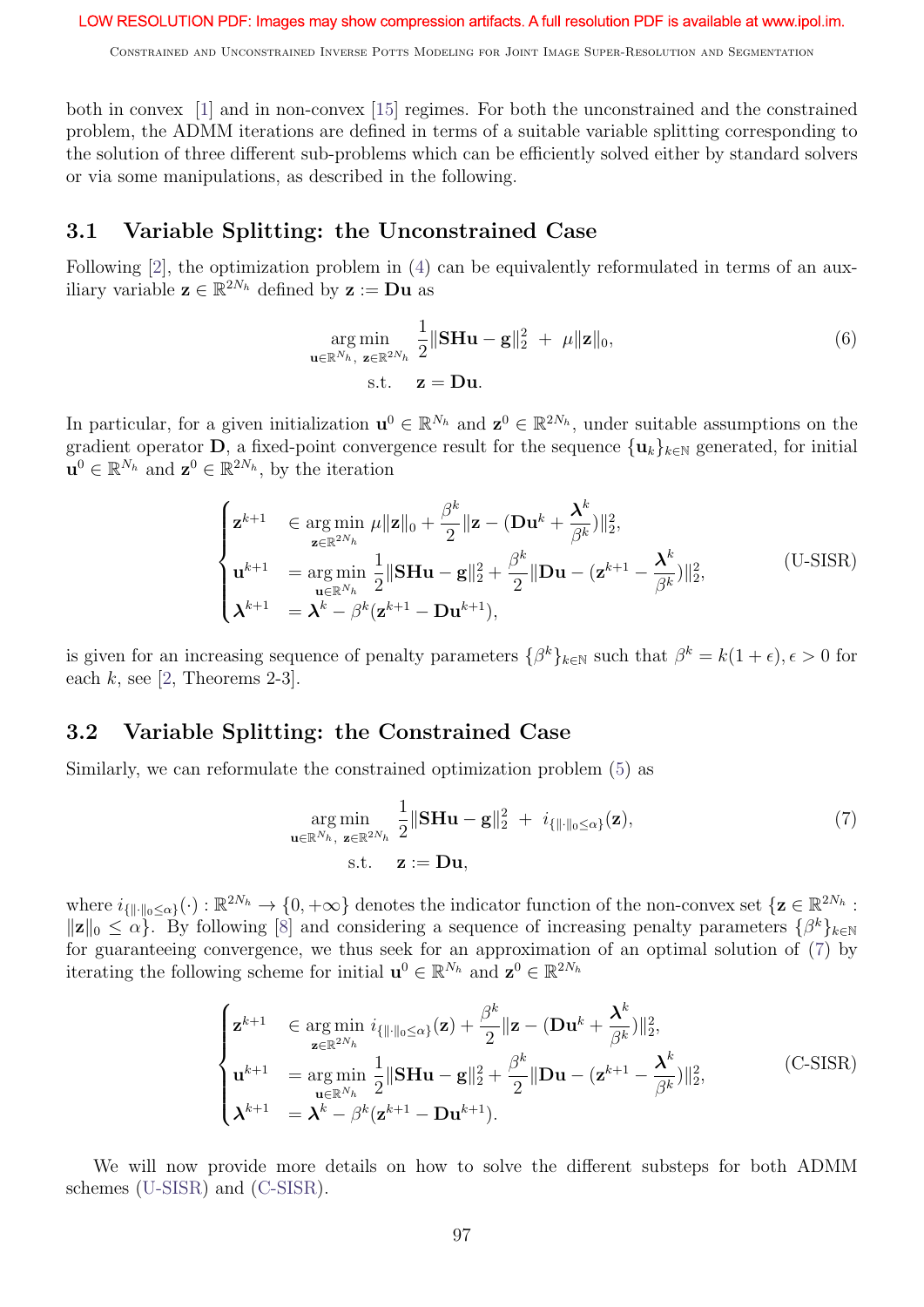both in convex [1] and in non-convex [15] regimes. For both the unconstrained and the constrained problem, the ADMM iterations are defined in terms of a suitable variable splitting corresponding to the solution of three different sub-problems which can be efficiently solved either by standard solvers or via some manipulations, as described in the following.

## 3.1 Variable Splitting: the Unconstrained Case

Following [2], the optimization problem in (4) can be equivalently reformulated in terms of an auxiliary variable $\mathbf{z} \in \mathbb{R}^{2N_h}$ defined by $\mathbf{z} := \mathbf{D}\mathbf{u}$ as

$$
\begin{aligned}
\underset{\mathbf{u}\in\mathbb{R}^{N_h},\ \mathbf{z}\in\mathbb{R}^{2N_h}}{\arg\min}\ & \frac{1}{2}\|\mathbf{S}\mathbf{H}\mathbf{u}-\mathbf{g}\|_2^2 \ + \ \mu\|\mathbf{z}\|_0, \\
\text{s.t.} \quad & \mathbf{z} = \mathbf{D}\mathbf{u}.
\end{aligned}
\tag{6}
$$

In particular, for a given initialization $\mathbf{u}^0 \in \mathbb{R}^{N_h}$ and $\mathbf{z}^0 \in \mathbb{R}^{2N_h}$, under suitable assumptions on the gradient operator $\mathbf{D}$, a fixed-point convergence result for the sequence $\{\mathbf{u}_k\}_{k\in\mathbb{N}}$ generated, for initial $\mathbf{u}^0 \in \mathbb{R}^{N_h}$ and $\mathbf{z}^0 \in \mathbb{R}^{2N_h}$, by the iteration

$$
\begin{cases}
\mathbf{z}^{k+1} & \in \underset{\mathbf{z}\in\mathbb{R}^{2N_h}}{\arg\min}\ \mu\|\mathbf{z}\|_0 + \dfrac{\beta^k}{2}\|\mathbf{z} - (\mathbf{D}\mathbf{u}^k + \dfrac{\boldsymbol{\lambda}^k}{\beta^k})\|_2^2, \\
\mathbf{u}^{k+1} & = \underset{\mathbf{u}\in\mathbb{R}^{N_h}}{\arg\min}\ \dfrac{1}{2}\|\mathbf{S}\mathbf{H}\mathbf{u}-\mathbf{g}\|_2^2 + \dfrac{\beta^k}{2}\|\mathbf{D}\mathbf{u} - (\mathbf{z}^{k+1} - \dfrac{\boldsymbol{\lambda}^k}{\beta^k})\|_2^2, \\
\boldsymbol{\lambda}^{k+1} & = \boldsymbol{\lambda}^k - \beta^k(\mathbf{z}^{k+1} - \mathbf{D}\mathbf{u}^{k+1}),
\end{cases}
\tag{U-SISR}
$$

is given for an increasing sequence of penalty parameters $\{\beta^k\}_{k\in\mathbb{N}}$ such that $\beta^k = k(1+\epsilon), \epsilon > 0$ for each $k$, see [2, Theorems 2-3].

## 3.2 Variable Splitting: the Constrained Case

Similarly, we can reformulate the constrained optimization problem (5) as

$$
\begin{aligned}
\underset{\mathbf{u}\in\mathbb{R}^{N_h},\ \mathbf{z}\in\mathbb{R}^{2N_h}}{\arg\min}\ & \frac{1}{2}\|\mathbf{S}\mathbf{H}\mathbf{u}-\mathbf{g}\|_2^2 \ + \ i_{\{\|\cdot\|_0\leq\alpha\}}(\mathbf{z}), \\
\text{s.t.} \quad & \mathbf{z} := \mathbf{D}\mathbf{u},
\end{aligned}
\tag{7}
$$

where $i_{\{\|\cdot\|_0\leq\alpha\}}(\cdot) : \mathbb{R}^{2N_h} \to \{0, +\infty\}$ denotes the indicator function of the non-convex set $\{\mathbf{z} \in \mathbb{R}^{2N_h} : \|\mathbf{z}\|_0 \leq \alpha\}$. By following [8] and considering a sequence of increasing penalty parameters $\{\beta^k\}_{k\in\mathbb{N}}$ for guaranteeing convergence, we thus seek for an approximation of an optimal solution of (7) by iterating the following scheme for initial $\mathbf{u}^0 \in \mathbb{R}^{N_h}$ and $\mathbf{z}^0 \in \mathbb{R}^{2N_h}$

$$
\begin{cases}
\mathbf{z}^{k+1} & \in \underset{\mathbf{z}\in\mathbb{R}^{2N_h}}{\arg\min}\ i_{\{\|\cdot\|_0\leq\alpha\}}(\mathbf{z}) + \dfrac{\beta^k}{2}\|\mathbf{z} - (\mathbf{D}\mathbf{u}^k + \dfrac{\boldsymbol{\lambda}^k}{\beta^k})\|_2^2, \\
\mathbf{u}^{k+1} & = \underset{\mathbf{u}\in\mathbb{R}^{N_h}}{\arg\min}\ \dfrac{1}{2}\|\mathbf{S}\mathbf{H}\mathbf{u}-\mathbf{g}\|_2^2 + \dfrac{\beta^k}{2}\|\mathbf{D}\mathbf{u} - (\mathbf{z}^{k+1} - \dfrac{\boldsymbol{\lambda}^k}{\beta^k})\|_2^2, \\
\boldsymbol{\lambda}^{k+1} & = \boldsymbol{\lambda}^k - \beta^k(\mathbf{z}^{k+1} - \mathbf{D}\mathbf{u}^{k+1}).
\end{cases}
\tag{C-SISR}
$$

We will now provide more details on how to solve the different substeps for both ADMM schemes (U-SISR) and (C-SISR).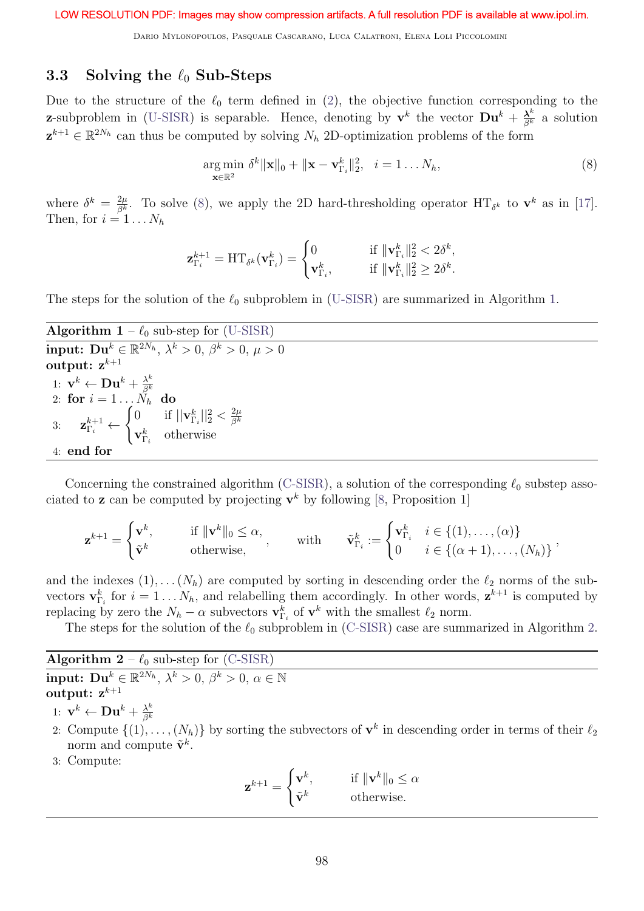### 3.3 Solving the $\ell_0$ Sub-Steps

Due to the structure of the $\ell_0$ term defined in (2), the objective function corresponding to the $\mathbf{z}$-subproblem in (U-SISR) is separable. Hence, denoting by $\mathbf{v}^k$ the vector $\mathbf{D}\mathbf{u}^k + \frac{\boldsymbol{\lambda}^k}{\beta^k}$ a solution $\mathbf{z}^{k+1} \in \mathbb{R}^{2N_h}$ can thus be computed by solving $N_h$ 2D-optimization problems of the form

$$\underset{\mathbf{x}\in\mathbb{R}^2}{\arg\min}\ \delta^k \|\mathbf{x}\|_0 + \|\mathbf{x} - \mathbf{v}^k_{\Gamma_i}\|_2^2, \quad i = 1 \dots N_h, \tag{8}$$

where $\delta^k = \frac{2\mu}{\beta^k}$. To solve (8), we apply the 2D hard-thresholding operator $\mathrm{HT}_{\delta^k}$ to $\mathbf{v}^k$ as in [17]. Then, for $i = 1 \dots N_h$

$$\mathbf{z}^{k+1}_{\Gamma_i} = \mathrm{HT}_{\delta^k}(\mathbf{v}^k_{\Gamma_i}) = \begin{cases} 0 & \text{if } \|\mathbf{v}^k_{\Gamma_i}\|_2^2 < 2\delta^k, \\ \mathbf{v}^k_{\Gamma_i}, & \text{if } \|\mathbf{v}^k_{\Gamma_i}\|_2^2 \geq 2\delta^k. \end{cases}$$

The steps for the solution of the $\ell_0$ subproblem in (U-SISR) are summarized in Algorithm 1.

---

**Algorithm 1** – $\ell_0$ sub-step for (U-SISR)

**input:** $\mathbf{D}\mathbf{u}^k \in \mathbb{R}^{2N_h}$, $\lambda^k > 0$, $\beta^k > 0$, $\mu > 0$
**output:** $\mathbf{z}^{k+1}$

1: $\mathbf{v}^k \leftarrow \mathbf{D}\mathbf{u}^k + \frac{\lambda^k}{\beta^k}$
2: **for** $i = 1 \dots N_h$ **do**
3: $\quad \mathbf{z}^{k+1}_{\Gamma_i} \leftarrow \begin{cases} 0 & \text{if } ||\mathbf{v}^k_{\Gamma_i}||_2^2 < \frac{2\mu}{\beta^k} \\ \mathbf{v}^k_{\Gamma_i} & \text{otherwise} \end{cases}$
4: **end for**

---

Concerning the constrained algorithm (C-SISR), a solution of the corresponding $\ell_0$ substep associated to $\mathbf{z}$ can be computed by projecting $\mathbf{v}^k$ by following [8, Proposition 1]

$$\mathbf{z}^{k+1} = \begin{cases} \mathbf{v}^k, & \text{if } \|\mathbf{v}^k\|_0 \leq \alpha, \\ \tilde{\mathbf{v}}^k & \text{otherwise,} \end{cases}, \quad \text{with} \quad \tilde{\mathbf{v}}^k_{\Gamma_i} := \begin{cases} \mathbf{v}^k_{\Gamma_i} & i \in \{(1), \dots, (\alpha)\} \\ 0 & i \in \{(\alpha+1), \dots, (N_h)\} \end{cases},$$

and the indexes $(1), \dots (N_h)$ are computed by sorting in descending order the $\ell_2$ norms of the subvectors $\mathbf{v}^k_{\Gamma_i}$ for $i = 1 \dots N_h$, and relabelling them accordingly. In other words, $\mathbf{z}^{k+1}$ is computed by replacing by zero the $N_h - \alpha$ subvectors $\mathbf{v}^k_{\Gamma_i}$ of $\mathbf{v}^k$ with the smallest $\ell_2$ norm.

The steps for the solution of the $\ell_0$ subproblem in (C-SISR) case are summarized in Algorithm 2.

---

**Algorithm 2** – $\ell_0$ sub-step for (C-SISR)

**input:** $\mathbf{D}\mathbf{u}^k \in \mathbb{R}^{2N_h}$, $\lambda^k > 0$, $\beta^k > 0$, $\alpha \in \mathbb{N}$
**output:** $\mathbf{z}^{k+1}$

1: $\mathbf{v}^k \leftarrow \mathbf{D}\mathbf{u}^k + \frac{\lambda^k}{\beta^k}$
2: Compute $\{(1), \dots, (N_h)\}$ by sorting the subvectors of $\mathbf{v}^k$ in descending order in terms of their $\ell_2$ norm and compute $\tilde{\mathbf{v}}^k$.
3: Compute:

$$\mathbf{z}^{k+1} = \begin{cases} \mathbf{v}^k, & \text{if } \|\mathbf{v}^k\|_0 \leq \alpha \\ \tilde{\mathbf{v}}^k & \text{otherwise.} \end{cases}$$

---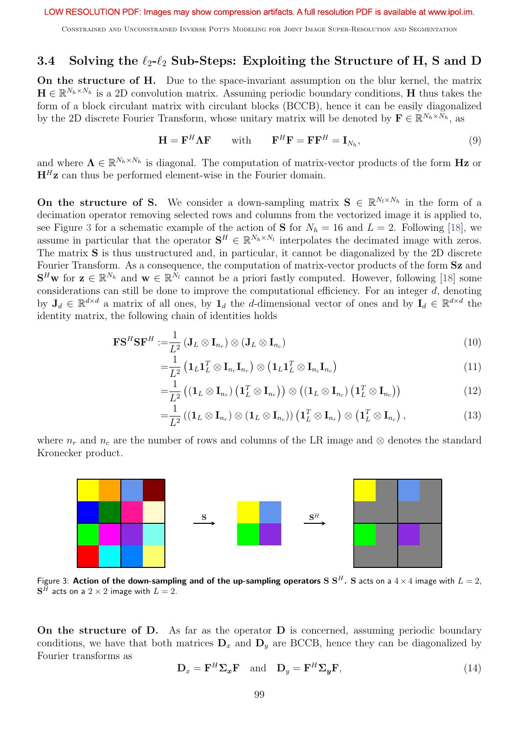### 3.4 Solving the $\ell_2$-$\ell_2$ Sub-Steps: Exploiting the Structure of H, S and D

**On the structure of H.** Due to the space-invariant assumption on the blur kernel, the matrix $\mathbf{H} \in \mathbb{R}^{N_h \times N_h}$ is a 2D convolution matrix. Assuming periodic boundary conditions, $\mathbf{H}$ thus takes the form of a block circulant matrix with circulant blocks (BCCB), hence it can be easily diagonalized by the 2D discrete Fourier Transform, whose unitary matrix will be denoted by $\mathbf{F} \in \mathbb{R}^{N_h \times N_h}$, as

$$\mathbf{H} = \mathbf{F}^H \mathbf{\Lambda} \mathbf{F} \qquad \text{with} \qquad \mathbf{F}^H \mathbf{F} = \mathbf{F}\mathbf{F}^H = \mathbf{I}_{N_h}, \tag{9}$$

and where $\mathbf{\Lambda} \in \mathbb{R}^{N_h \times N_h}$ is diagonal. The computation of matrix-vector products of the form $\mathbf{Hz}$ or $\mathbf{H}^H\mathbf{z}$ can thus be performed element-wise in the Fourier domain.

**On the structure of S.** We consider a down-sampling matrix $\mathbf{S} \in \mathbb{R}^{N_l \times N_h}$ in the form of a decimation operator removing selected rows and columns from the vectorized image it is applied to, see Figure 3 for a schematic example of the action of $\mathbf{S}$ for $N_h = 16$ and $L = 2$. Following [18], we assume in particular that the operator $\mathbf{S}^H \in \mathbb{R}^{N_h \times N_l}$ interpolates the decimated image with zeros. The matrix $\mathbf{S}$ is thus unstructured and, in particular, it cannot be diagonalized by the 2D discrete Fourier Transform. As a consequence, the computation of matrix-vector products of the form $\mathbf{Sz}$ and $\mathbf{S}^H\mathbf{w}$ for $\mathbf{z} \in \mathbb{R}^{N_h}$ and $\mathbf{w} \in \mathbb{R}^{N_l}$ cannot be a priori fastly computed. However, following [18] some considerations can still be done to improve the computational efficiency. For an integer $d$, denoting by $\mathbf{J}_d \in \mathbb{R}^{d \times d}$ a matrix of all ones, by $\mathbf{1}_d$ the $d$-dimensional vector of ones and by $\mathbf{I}_d \in \mathbb{R}^{d \times d}$ the identity matrix, the following chain of identities holds

$$\mathbf{F}\mathbf{S}^H\mathbf{S}\mathbf{F}^H := \frac{1}{L^2}\left(\mathbf{J}_L \otimes \mathbf{I}_{n_r}\right) \otimes \left(\mathbf{J}_L \otimes \mathbf{I}_{n_c}\right) \tag{10}$$

$$= \frac{1}{L^2}\left(\mathbf{1}_L\mathbf{1}_L^T \otimes \mathbf{I}_{n_r}\mathbf{I}_{n_r}\right) \otimes \left(\mathbf{1}_L\mathbf{1}_L^T \otimes \mathbf{I}_{n_c}\mathbf{I}_{n_c}\right) \tag{11}$$

$$= \frac{1}{L^2}\left(\left(\mathbf{1}_L \otimes \mathbf{I}_{n_r}\right)\left(\mathbf{1}_L^T \otimes \mathbf{I}_{n_r}\right)\right) \otimes \left(\left(\mathbf{1}_L \otimes \mathbf{I}_{n_c}\right)\left(\mathbf{1}_L^T \otimes \mathbf{I}_{n_c}\right)\right) \tag{12}$$

$$= \frac{1}{L^2}\left(\left(\mathbf{1}_L \otimes \mathbf{I}_{n_r}\right) \otimes \left(\mathbf{1}_L \otimes \mathbf{I}_{n_c}\right)\right)\left(\mathbf{1}_L^T \otimes \mathbf{I}_{n_r}\right) \otimes \left(\mathbf{1}_L^T \otimes \mathbf{I}_{n_c}\right), \tag{13}$$

where $n_r$ and $n_c$ are the number of rows and columns of the LR image and $\otimes$ denotes the standard Kronecker product.

Figure 3: **Action of the down-sampling and of the up-sampling operators S $\mathbf{S}^H$.** $\mathbf{S}$ acts on a $4 \times 4$ image with $L = 2$, $\mathbf{S}^H$ acts on a $2 \times 2$ image with $L = 2$.

**On the structure of D.** As far as the operator $\mathbf{D}$ is concerned, assuming periodic boundary conditions, we have that both matrices $\mathbf{D}_x$ and $\mathbf{D}_y$ are BCCB, hence they can be diagonalized by Fourier transforms as

$$\mathbf{D}_x = \mathbf{F}^H \mathbf{\Sigma}_{\boldsymbol{x}} \mathbf{F} \quad \text{and} \quad \mathbf{D}_y = \mathbf{F}^H \mathbf{\Sigma}_{\boldsymbol{y}} \mathbf{F}, \tag{14}$$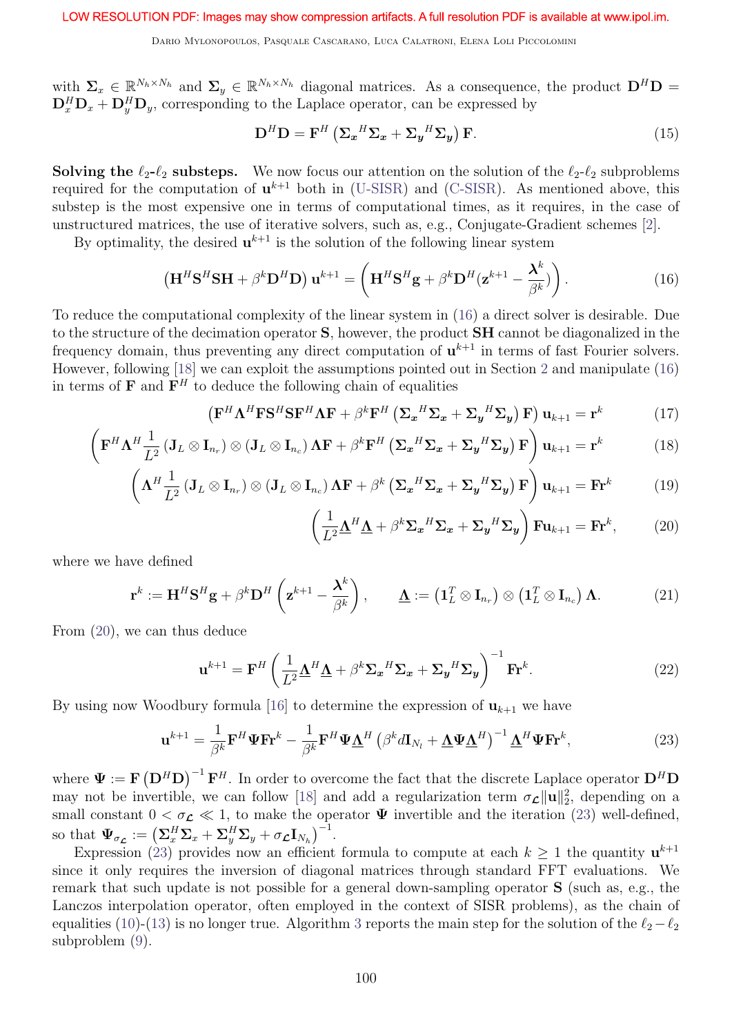with $\boldsymbol{\Sigma}_x \in \mathbb{R}^{N_h \times N_h}$ and $\boldsymbol{\Sigma}_y \in \mathbb{R}^{N_h \times N_h}$ diagonal matrices. As a consequence, the product $\mathbf{D}^H\mathbf{D} = \mathbf{D}_x^H\mathbf{D}_x + \mathbf{D}_y^H\mathbf{D}_y$, corresponding to the Laplace operator, can be expressed by

$$\mathbf{D}^H\mathbf{D} = \mathbf{F}^H \left( \boldsymbol{\Sigma_x}^H \boldsymbol{\Sigma_x} + \boldsymbol{\Sigma_y}^H \boldsymbol{\Sigma_y} \right) \mathbf{F}. \tag{15}$$

**Solving the $\ell_2$-$\ell_2$ substeps.** We now focus our attention on the solution of the $\ell_2$-$\ell_2$ subproblems required for the computation of $\mathbf{u}^{k+1}$ both in (U-SISR) and (C-SISR). As mentioned above, this substep is the most expensive one in terms of computational times, as it requires, in the case of unstructured matrices, the use of iterative solvers, such as, e.g., Conjugate-Gradient schemes [2].

By optimality, the desired $\mathbf{u}^{k+1}$ is the solution of the following linear system

$$\left( \mathbf{H}^H\mathbf{S}^H\mathbf{S}\mathbf{H} + \beta^k \mathbf{D}^H\mathbf{D} \right) \mathbf{u}^{k+1} = \left( \mathbf{H}^H\mathbf{S}^H\mathbf{g} + \beta^k \mathbf{D}^H(\mathbf{z}^{k+1} - \frac{\boldsymbol{\lambda}^k}{\beta^k}) \right). \tag{16}$$

To reduce the computational complexity of the linear system in (16) a direct solver is desirable. Due to the structure of the decimation operator $\mathbf{S}$, however, the product $\mathbf{SH}$ cannot be diagonalized in the frequency domain, thus preventing any direct computation of $\mathbf{u}^{k+1}$ in terms of fast Fourier solvers. However, following [18] we can exploit the assumptions pointed out in Section 2 and manipulate (16) in terms of $\mathbf{F}$ and $\mathbf{F}^H$ to deduce the following chain of equalities

$$\left( \mathbf{F}^H \boldsymbol{\Lambda}^H \mathbf{F} \mathbf{S}^H \mathbf{S} \mathbf{F}^H \boldsymbol{\Lambda} \mathbf{F} + \beta^k \mathbf{F}^H \left( \boldsymbol{\Sigma_x}^H \boldsymbol{\Sigma_x} + \boldsymbol{\Sigma_y}^H \boldsymbol{\Sigma_y} \right) \mathbf{F} \right) \mathbf{u}_{k+1} = \mathbf{r}^k \tag{17}$$

$$\left( \mathbf{F}^H \boldsymbol{\Lambda}^H \frac{1}{L^2} \left( \mathbf{J}_L \otimes \mathbf{I}_{n_r} \right) \otimes \left( \mathbf{J}_L \otimes \mathbf{I}_{n_c} \right) \boldsymbol{\Lambda} \mathbf{F} + \beta^k \mathbf{F}^H \left( \boldsymbol{\Sigma_x}^H \boldsymbol{\Sigma_x} + \boldsymbol{\Sigma_y}^H \boldsymbol{\Sigma_y} \right) \mathbf{F} \right) \mathbf{u}_{k+1} = \mathbf{r}^k \tag{18}$$

$$\left( \boldsymbol{\Lambda}^H \frac{1}{L^2} \left( \mathbf{J}_L \otimes \mathbf{I}_{n_r} \right) \otimes \left( \mathbf{J}_L \otimes \mathbf{I}_{n_c} \right) \boldsymbol{\Lambda} \mathbf{F} + \beta^k \left( \boldsymbol{\Sigma_x}^H \boldsymbol{\Sigma_x} + \boldsymbol{\Sigma_y}^H \boldsymbol{\Sigma_y} \right) \mathbf{F} \right) \mathbf{u}_{k+1} = \mathbf{F}\mathbf{r}^k \tag{19}$$

$$\left( \frac{1}{L^2} \underline{\boldsymbol{\Lambda}}^H \underline{\boldsymbol{\Lambda}} + \beta^k \boldsymbol{\Sigma_x}^H \boldsymbol{\Sigma_x} + \boldsymbol{\Sigma_y}^H \boldsymbol{\Sigma_y} \right) \mathbf{F}\mathbf{u}_{k+1} = \mathbf{F}\mathbf{r}^k, \tag{20}$$

where we have defined

$$\mathbf{r}^k := \mathbf{H}^H\mathbf{S}^H\mathbf{g} + \beta^k \mathbf{D}^H \left( \mathbf{z}^{k+1} - \frac{\boldsymbol{\lambda}^k}{\beta^k} \right), \qquad \underline{\boldsymbol{\Lambda}} := \left( \mathbf{1}_L^T \otimes \mathbf{I}_{n_r} \right) \otimes \left( \mathbf{1}_L^T \otimes \mathbf{I}_{n_c} \right) \boldsymbol{\Lambda}. \tag{21}$$

From (20), we can thus deduce

$$\mathbf{u}^{k+1} = \mathbf{F}^H \left( \frac{1}{L^2} \underline{\boldsymbol{\Lambda}}^H \underline{\boldsymbol{\Lambda}} + \beta^k \boldsymbol{\Sigma_x}^H \boldsymbol{\Sigma_x} + \boldsymbol{\Sigma_y}^H \boldsymbol{\Sigma_y} \right)^{-1} \mathbf{F}\mathbf{r}^k. \tag{22}$$

By using now Woodbury formula [16] to determine the expression of $\mathbf{u}_{k+1}$ we have

$$\mathbf{u}^{k+1} = \frac{1}{\beta^k} \mathbf{F}^H \boldsymbol{\Psi} \mathbf{F} \mathbf{r}^k - \frac{1}{\beta^k} \mathbf{F}^H \boldsymbol{\Psi} \underline{\boldsymbol{\Lambda}}^H \left( \beta^k d \mathbf{I}_{N_l} + \underline{\boldsymbol{\Lambda}} \boldsymbol{\Psi} \underline{\boldsymbol{\Lambda}}^H \right)^{-1} \underline{\boldsymbol{\Lambda}}^H \boldsymbol{\Psi} \mathbf{F} \mathbf{r}^k, \tag{23}$$

where $\boldsymbol{\Psi} := \mathbf{F} \left( \mathbf{D}^H\mathbf{D} \right)^{-1} \mathbf{F}^H$. In order to overcome the fact that the discrete Laplace operator $\mathbf{D}^H\mathbf{D}$ may not be invertible, we can follow [18] and add a regularization term $\sigma_{\mathcal{L}} \|\mathbf{u}\|_2^2$, depending on a small constant $0 < \sigma_{\mathcal{L}} \ll 1$, to make the operator $\boldsymbol{\Psi}$ invertible and the iteration (23) well-defined, so that $\boldsymbol{\Psi}_{\sigma_{\mathcal{L}}} := \left( \boldsymbol{\Sigma}_x^H \boldsymbol{\Sigma}_x + \boldsymbol{\Sigma}_y^H \boldsymbol{\Sigma}_y + \sigma_{\mathcal{L}} \mathbf{I}_{N_h} \right)^{-1}$.

Expression (23) provides now an efficient formula to compute at each $k \geq 1$ the quantity $\mathbf{u}^{k+1}$ since it only requires the inversion of diagonal matrices through standard FFT evaluations. We remark that such update is not possible for a general down-sampling operator $\mathbf{S}$ (such as, e.g., the Lanczos interpolation operator, often employed in the context of SISR problems), as the chain of equalities (10)-(13) is no longer true. Algorithm 3 reports the main step for the solution of the $\ell_2 - \ell_2$ subproblem (9).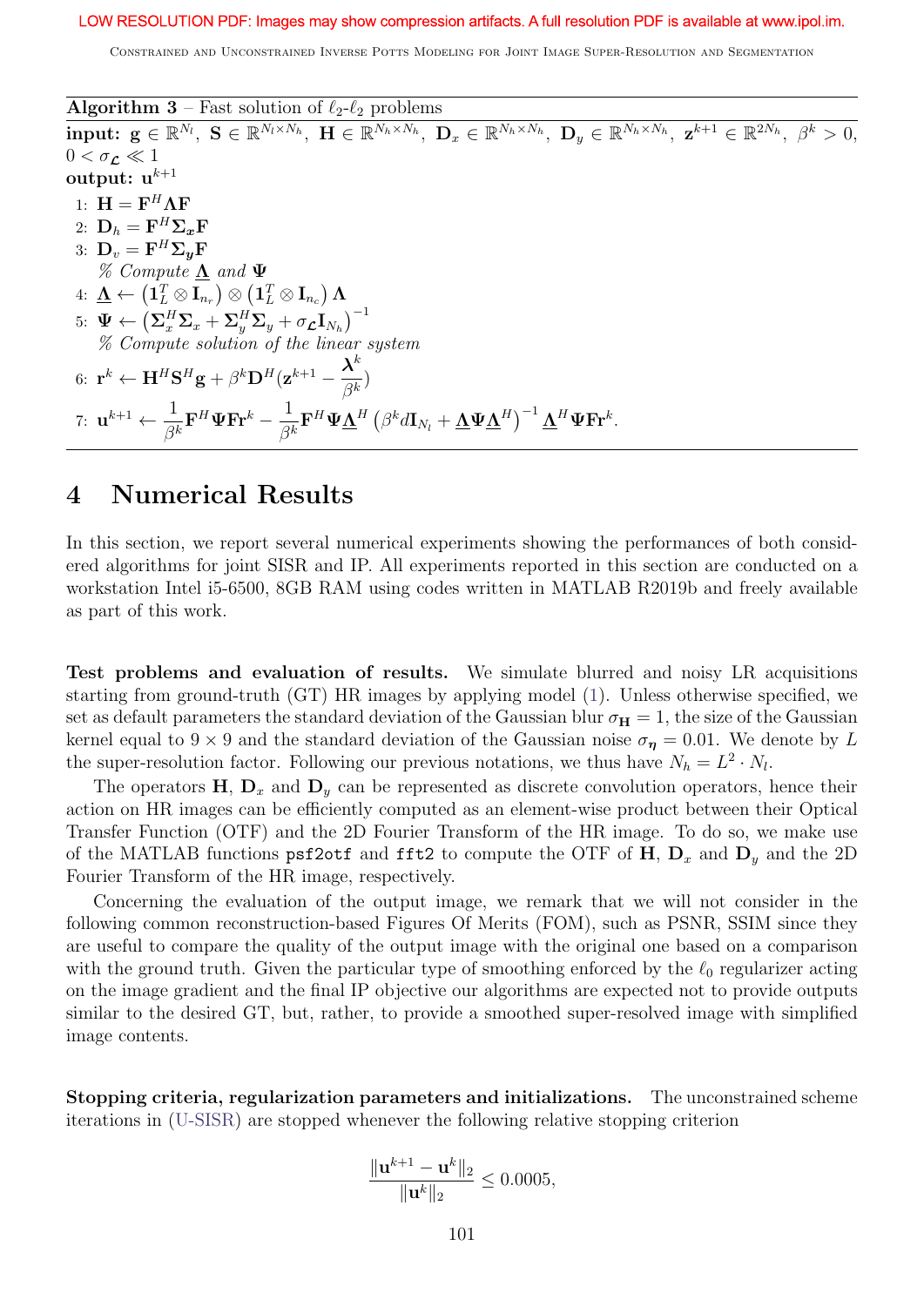**Algorithm 3** – Fast solution of $\ell_2$-$\ell_2$ problems

**input:** $\mathbf{g} \in \mathbb{R}^{N_l}$, $\mathbf{S} \in \mathbb{R}^{N_l \times N_h}$, $\mathbf{H} \in \mathbb{R}^{N_h \times N_h}$, $\mathbf{D}_x \in \mathbb{R}^{N_h \times N_h}$, $\mathbf{D}_y \in \mathbb{R}^{N_h \times N_h}$, $\mathbf{z}^{k+1} \in \mathbb{R}^{2N_h}$, $\beta^k > 0$, $0 < \sigma_{\mathcal{L}} \ll 1$

**output:** $\mathbf{u}^{k+1}$

1: $\mathbf{H} = \mathbf{F}^H \mathbf{\Lambda} \mathbf{F}$

2: $\mathbf{D}_h = \mathbf{F}^H \mathbf{\Sigma}_{\boldsymbol{x}} \mathbf{F}$

3: $\mathbf{D}_v = \mathbf{F}^H \mathbf{\Sigma}_{\boldsymbol{y}} \mathbf{F}$

% *Compute* $\underline{\mathbf{\Lambda}}$ *and* $\mathbf{\Psi}$

4: $\underline{\mathbf{\Lambda}} \leftarrow \left(\mathbf{1}_L^T \otimes \mathbf{I}_{n_r}\right) \otimes \left(\mathbf{1}_L^T \otimes \mathbf{I}_{n_c}\right) \mathbf{\Lambda}$

5: $\mathbf{\Psi} \leftarrow \left(\mathbf{\Sigma}_x^H \mathbf{\Sigma}_x + \mathbf{\Sigma}_y^H \mathbf{\Sigma}_y + \sigma_{\mathcal{L}} \mathbf{I}_{N_h}\right)^{-1}$

% *Compute solution of the linear system*

6: $\mathbf{r}^k \leftarrow \mathbf{H}^H \mathbf{S}^H \mathbf{g} + \beta^k \mathbf{D}^H (\mathbf{z}^{k+1} - \dfrac{\boldsymbol{\lambda}^k}{\beta^k})$

7: $\mathbf{u}^{k+1} \leftarrow \dfrac{1}{\beta^k} \mathbf{F}^H \mathbf{\Psi} \mathbf{F} \mathbf{r}^k - \dfrac{1}{\beta^k} \mathbf{F}^H \mathbf{\Psi} \underline{\mathbf{\Lambda}}^H \left(\beta^k d \mathbf{I}_{N_l} + \underline{\mathbf{\Lambda}} \mathbf{\Psi} \underline{\mathbf{\Lambda}}^H\right)^{-1} \underline{\mathbf{\Lambda}}^H \mathbf{\Psi} \mathbf{F} \mathbf{r}^k.$

# 4 Numerical Results

In this section, we report several numerical experiments showing the performances of both considered algorithms for joint SISR and IP. All experiments reported in this section are conducted on a workstation Intel i5-6500, 8GB RAM using codes written in MATLAB R2019b and freely available as part of this work.

**Test problems and evaluation of results.** We simulate blurred and noisy LR acquisitions starting from ground-truth (GT) HR images by applying model (1). Unless otherwise specified, we set as default parameters the standard deviation of the Gaussian blur $\sigma_{\mathbf{H}} = 1$, the size of the Gaussian kernel equal to $9 \times 9$ and the standard deviation of the Gaussian noise $\sigma_{\boldsymbol{\eta}} = 0.01$. We denote by $L$ the super-resolution factor. Following our previous notations, we thus have $N_h = L^2 \cdot N_l$.

The operators $\mathbf{H}$, $\mathbf{D}_x$ and $\mathbf{D}_y$ can be represented as discrete convolution operators, hence their action on HR images can be efficiently computed as an element-wise product between their Optical Transfer Function (OTF) and the 2D Fourier Transform of the HR image. To do so, we make use of the MATLAB functions `psf2otf` and `fft2` to compute the OTF of $\mathbf{H}$, $\mathbf{D}_x$ and $\mathbf{D}_y$ and the 2D Fourier Transform of the HR image, respectively.

Concerning the evaluation of the output image, we remark that we will not consider in the following common reconstruction-based Figures Of Merits (FOM), such as PSNR, SSIM since they are useful to compare the quality of the output image with the original one based on a comparison with the ground truth. Given the particular type of smoothing enforced by the $\ell_0$ regularizer acting on the image gradient and the final IP objective our algorithms are expected not to provide outputs similar to the desired GT, but, rather, to provide a smoothed super-resolved image with simplified image contents.

**Stopping criteria, regularization parameters and initializations.** The unconstrained scheme iterations in (U-SISR) are stopped whenever the following relative stopping criterion

$$\frac{\|\mathbf{u}^{k+1} - \mathbf{u}^k\|_2}{\|\mathbf{u}^k\|_2} \leq 0.0005,$$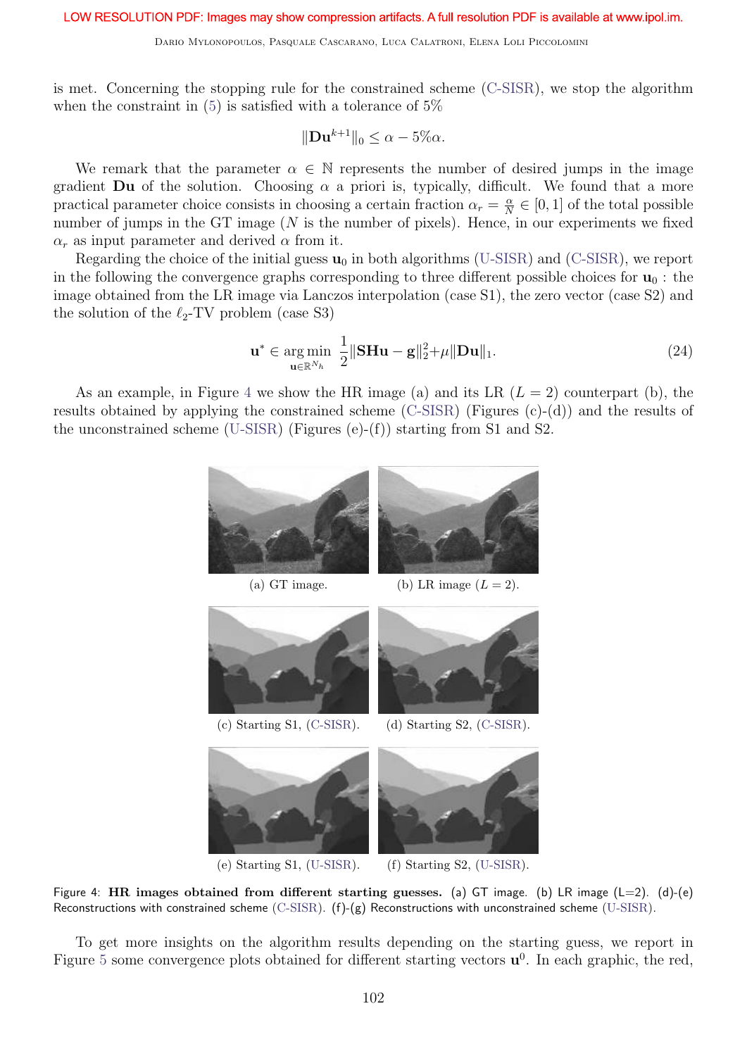is met. Concerning the stopping rule for the constrained scheme (C-SISR), we stop the algorithm when the constraint in (5) is satisfied with a tolerance of 5%

$$\|\mathbf{D}\mathbf{u}^{k+1}\|_0 \leq \alpha - 5\%\alpha.$$

We remark that the parameter $\alpha \in \mathbb{N}$ represents the number of desired jumps in the image gradient $\mathbf{Du}$ of the solution. Choosing $\alpha$ a priori is, typically, difficult. We found that a more practical parameter choice consists in choosing a certain fraction $\alpha_r = \frac{\alpha}{N} \in [0, 1]$ of the total possible number of jumps in the GT image ($N$ is the number of pixels). Hence, in our experiments we fixed $\alpha_r$ as input parameter and derived $\alpha$ from it.

Regarding the choice of the initial guess $\mathbf{u}_0$ in both algorithms (U-SISR) and (C-SISR), we report in the following the convergence graphs corresponding to three different possible choices for $\mathbf{u}_0$ : the image obtained from the LR image via Lanczos interpolation (case S1), the zero vector (case S2) and the solution of the $\ell_2$-TV problem (case S3)

$$\mathbf{u}^* \in \underset{\mathbf{u}\in\mathbb{R}^{N_h}}{\arg\min}\ \frac{1}{2}\|\mathbf{SHu} - \mathbf{g}\|_2^2 + \mu\|\mathbf{Du}\|_1. \tag{24}$$

As an example, in Figure 4 we show the HR image (a) and its LR ($L = 2$) counterpart (b), the results obtained by applying the constrained scheme (C-SISR) (Figures (c)-(d)) and the results of the unconstrained scheme (U-SISR) (Figures (e)-(f)) starting from S1 and S2.

(a) GT image.

(b) LR image ($L = 2$).

(c) Starting S1, (C-SISR).

(d) Starting S2, (C-SISR).

(e) Starting S1, (U-SISR).

(f) Starting S2, (U-SISR).

Figure 4: **HR images obtained from different starting guesses.** (a) GT image. (b) LR image (L=2). (d)-(e) Reconstructions with constrained scheme (C-SISR). (f)-(g) Reconstructions with unconstrained scheme (U-SISR).

To get more insights on the algorithm results depending on the starting guess, we report in Figure 5 some convergence plots obtained for different starting vectors $\mathbf{u}^0$. In each graphic, the red,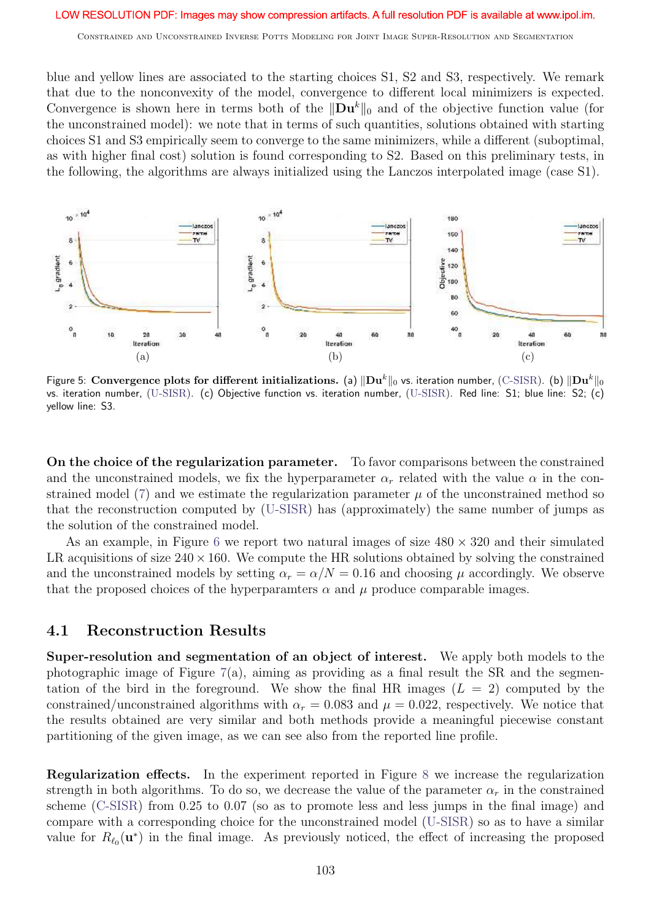blue and yellow lines are associated to the starting choices S1, S2 and S3, respectively. We remark that due to the nonconvexity of the model, convergence to different local minimizers is expected. Convergence is shown here in terms both of the $\|\mathbf{D}\mathbf{u}^k\|_0$ and of the objective function value (for the unconstrained model): we note that in terms of such quantities, solutions obtained with starting choices S1 and S3 empirically seem to converge to the same minimizers, while a different (suboptimal, as with higher final cost) solution is found corresponding to S2. Based on this preliminary tests, in the following, the algorithms are always initialized using the Lanczos interpolated image (case S1).

Figure 5: **Convergence plots for different initializations.** (a) $\|\mathbf{D}\mathbf{u}^k\|_0$ vs. iteration number, (C-SISR). (b) $\|\mathbf{D}\mathbf{u}^k\|_0$ vs. iteration number, (U-SISR). (c) Objective function vs. iteration number, (U-SISR). Red line: S1; blue line: S2; (c) yellow line: S3.

**On the choice of the regularization parameter.** To favor comparisons between the constrained and the unconstrained models, we fix the hyperparameter $\alpha_r$ related with the value $\alpha$ in the constrained model (7) and we estimate the regularization parameter $\mu$ of the unconstrained method so that the reconstruction computed by (U-SISR) has (approximately) the same number of jumps as the solution of the constrained model.

As an example, in Figure 6 we report two natural images of size $480 \times 320$ and their simulated LR acquisitions of size $240 \times 160$. We compute the HR solutions obtained by solving the constrained and the unconstrained models by setting $\alpha_r = \alpha/N = 0.16$ and choosing $\mu$ accordingly. We observe that the proposed choices of the hyperparamters $\alpha$ and $\mu$ produce comparable images.

## 4.1 Reconstruction Results

**Super-resolution and segmentation of an object of interest.** We apply both models to the photographic image of Figure 7(a), aiming as providing as a final result the SR and the segmentation of the bird in the foreground. We show the final HR images ($L = 2$) computed by the constrained/unconstrained algorithms with $\alpha_r = 0.083$ and $\mu = 0.022$, respectively. We notice that the results obtained are very similar and both methods provide a meaningful piecewise constant partitioning of the given image, as we can see also from the reported line profile.

**Regularization effects.** In the experiment reported in Figure 8 we increase the regularization strength in both algorithms. To do so, we decrease the value of the parameter $\alpha_r$ in the constrained scheme (C-SISR) from 0.25 to 0.07 (so as to promote less and less jumps in the final image) and compare with a corresponding choice for the unconstrained model (U-SISR) so as to have a similar value for $R_{\ell_0}(\mathbf{u}^*)$ in the final image. As previously noticed, the effect of increasing the proposed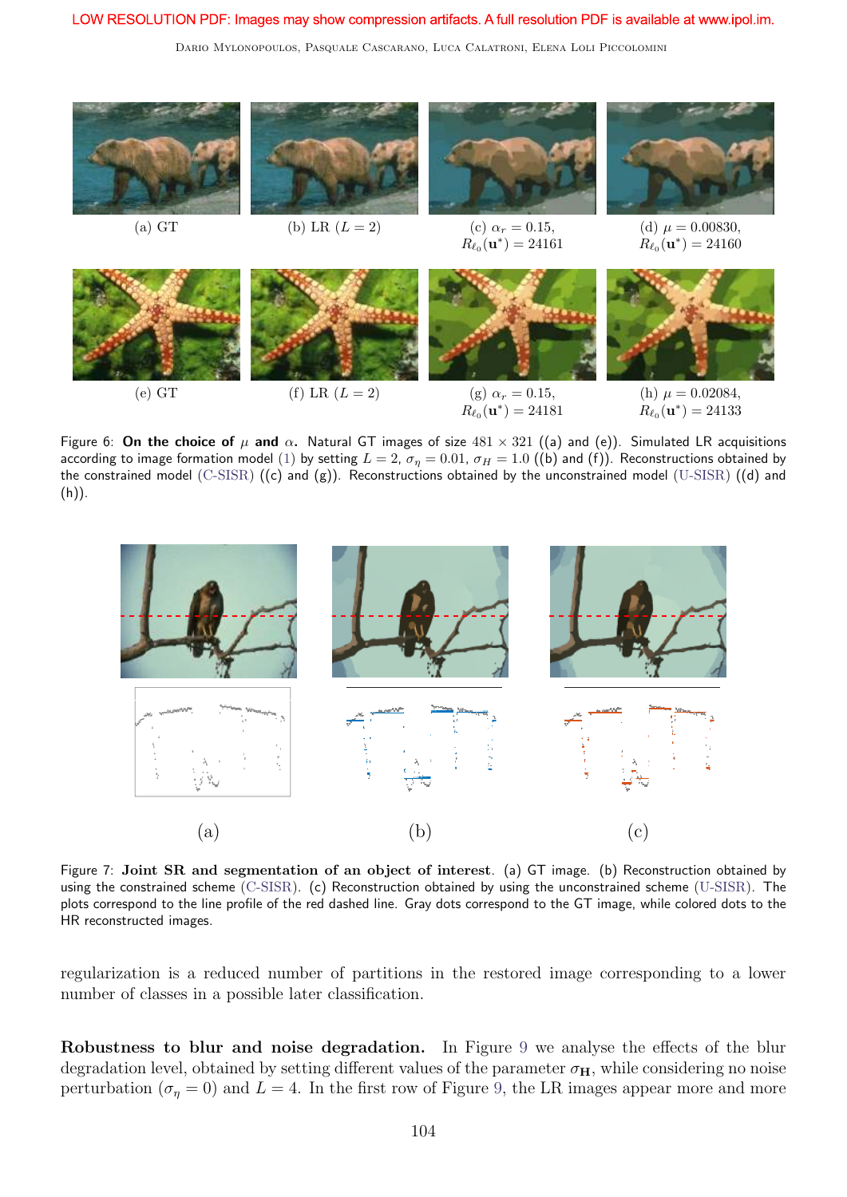(a) GT

(b) LR ($L = 2$)

(c) $\alpha_r = 0.15$, $R_{\ell_0}(\mathbf{u}^*) = 24161$

(d) $\mu = 0.00830$, $R_{\ell_0}(\mathbf{u}^*) = 24160$

(e) GT

(f) LR ($L = 2$)

(g) $\alpha_r = 0.15$, $R_{\ell_0}(\mathbf{u}^*) = 24181$

(h) $\mu = 0.02084$, $R_{\ell_0}(\mathbf{u}^*) = 24133$

Figure 6: **On the choice of $\mu$ and $\alpha$.** Natural GT images of size $481 \times 321$ ((a) and (e)). Simulated LR acquisitions according to image formation model (1) by setting $L = 2$, $\sigma_\eta = 0.01$, $\sigma_H = 1.0$ ((b) and (f)). Reconstructions obtained by the constrained model (C-SISR) ((c) and (g)). Reconstructions obtained by the unconstrained model (U-SISR) ((d) and (h)).

(a)

(b)

(c)

Figure 7: **Joint SR and segmentation of an object of interest**. (a) GT image. (b) Reconstruction obtained by using the constrained scheme (C-SISR). (c) Reconstruction obtained by using the unconstrained scheme (U-SISR). The plots correspond to the line profile of the red dashed line. Gray dots correspond to the GT image, while colored dots to the HR reconstructed images.

regularization is a reduced number of partitions in the restored image corresponding to a lower number of classes in a possible later classification.

**Robustness to blur and noise degradation.** In Figure 9 we analyse the effects of the blur degradation level, obtained by setting different values of the parameter $\sigma_{\mathbf{H}}$, while considering no noise perturbation ($\sigma_\eta = 0$) and $L = 4$. In the first row of Figure 9, the LR images appear more and more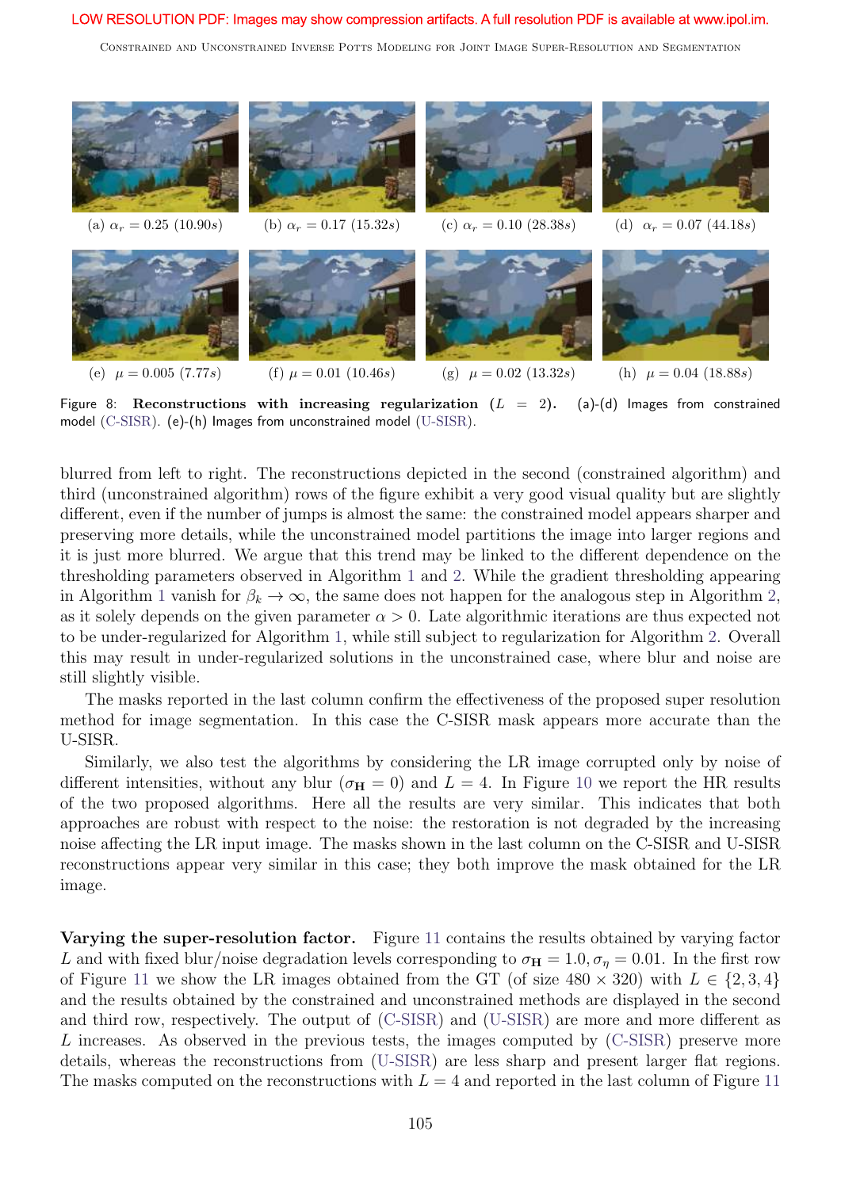(a) $\alpha_r = 0.25$ (10.90$s$) (b) $\alpha_r = 0.17$ (15.32$s$) (c) $\alpha_r = 0.10$ (28.38$s$) (d) $\alpha_r = 0.07$ (44.18$s$)

(e) $\mu = 0.005$ (7.77$s$) (f) $\mu = 0.01$ (10.46$s$) (g) $\mu = 0.02$ (13.32$s$) (h) $\mu = 0.04$ (18.88$s$)

Figure 8: **Reconstructions with increasing regularization** ($L = 2$). (a)-(d) Images from constrained model (C-SISR). (e)-(h) Images from unconstrained model (U-SISR).

blurred from left to right. The reconstructions depicted in the second (constrained algorithm) and third (unconstrained algorithm) rows of the figure exhibit a very good visual quality but are slightly different, even if the number of jumps is almost the same: the constrained model appears sharper and preserving more details, while the unconstrained model partitions the image into larger regions and it is just more blurred. We argue that this trend may be linked to the different dependence on the thresholding parameters observed in Algorithm 1 and 2. While the gradient thresholding appearing in Algorithm 1 vanish for $\beta_k \to \infty$, the same does not happen for the analogous step in Algorithm 2, as it solely depends on the given parameter $\alpha > 0$. Late algorithmic iterations are thus expected not to be under-regularized for Algorithm 1, while still subject to regularization for Algorithm 2. Overall this may result in under-regularized solutions in the unconstrained case, where blur and noise are still slightly visible.

The masks reported in the last column confirm the effectiveness of the proposed super resolution method for image segmentation. In this case the C-SISR mask appears more accurate than the U-SISR.

Similarly, we also test the algorithms by considering the LR image corrupted only by noise of different intensities, without any blur ($\sigma_{\mathbf{H}} = 0$) and $L = 4$. In Figure 10 we report the HR results of the two proposed algorithms. Here all the results are very similar. This indicates that both approaches are robust with respect to the noise: the restoration is not degraded by the increasing noise affecting the LR input image. The masks shown in the last column on the C-SISR and U-SISR reconstructions appear very similar in this case; they both improve the mask obtained for the LR image.

**Varying the super-resolution factor.** Figure 11 contains the results obtained by varying factor $L$ and with fixed blur/noise degradation levels corresponding to $\sigma_{\mathbf{H}} = 1.0, \sigma_\eta = 0.01$. In the first row of Figure 11 we show the LR images obtained from the GT (of size $480 \times 320$) with $L \in \{2, 3, 4\}$ and the results obtained by the constrained and unconstrained methods are displayed in the second and third row, respectively. The output of (C-SISR) and (U-SISR) are more and more different as $L$ increases. As observed in the previous tests, the images computed by (C-SISR) preserve more details, whereas the reconstructions from (U-SISR) are less sharp and present larger flat regions. The masks computed on the reconstructions with $L = 4$ and reported in the last column of Figure 11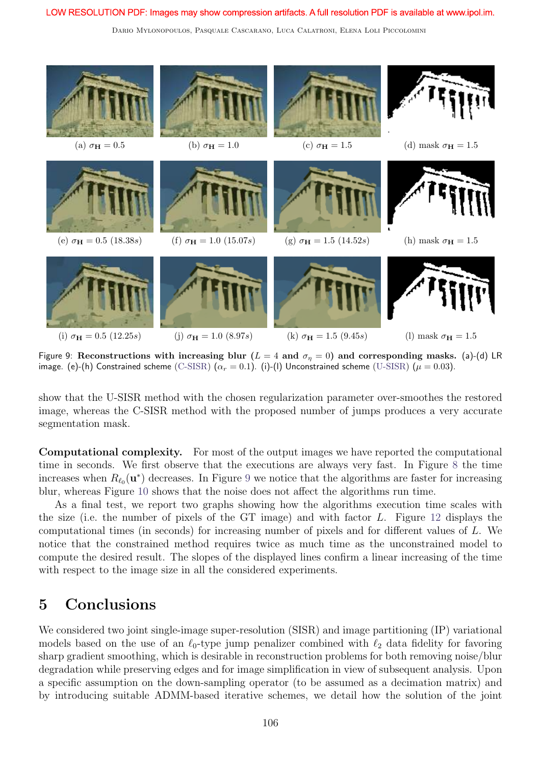(a) $\sigma_{\mathbf{H}} = 0.5$ (b) $\sigma_{\mathbf{H}} = 1.0$ (c) $\sigma_{\mathbf{H}} = 1.5$ (d) mask $\sigma_{\mathbf{H}} = 1.5$

(e) $\sigma_{\mathbf{H}} = 0.5$ (18.38$s$) (f) $\sigma_{\mathbf{H}} = 1.0$ (15.07$s$) (g) $\sigma_{\mathbf{H}} = 1.5$ (14.52$s$) (h) mask $\sigma_{\mathbf{H}} = 1.5$

(i) $\sigma_{\mathbf{H}} = 0.5$ (12.25$s$) (j) $\sigma_{\mathbf{H}} = 1.0$ (8.97$s$) (k) $\sigma_{\mathbf{H}} = 1.5$ (9.45$s$) (l) mask $\sigma_{\mathbf{H}} = 1.5$

Figure 9: **Reconstructions with increasing blur ($L = 4$ and $\sigma_\eta = 0$) and corresponding masks.** (a)-(d) LR image. (e)-(h) Constrained scheme (C-SISR) ($\alpha_r = 0.1$). (i)-(l) Unconstrained scheme (U-SISR) ($\mu = 0.03$).

show that the U-SISR method with the chosen regularization parameter over-smoothes the restored image, whereas the C-SISR method with the proposed number of jumps produces a very accurate segmentation mask.

**Computational complexity.** For most of the output images we have reported the computational time in seconds. We first observe that the executions are always very fast. In Figure 8 the time increases when $R_{\ell_0}(\mathbf{u}^*)$ decreases. In Figure 9 we notice that the algorithms are faster for increasing blur, whereas Figure 10 shows that the noise does not affect the algorithms run time.

As a final test, we report two graphs showing how the algorithms execution time scales with the size (i.e. the number of pixels of the GT image) and with factor $L$. Figure 12 displays the computational times (in seconds) for increasing number of pixels and for different values of $L$. We notice that the constrained method requires twice as much time as the unconstrained model to compute the desired result. The slopes of the displayed lines confirm a linear increasing of the time with respect to the image size in all the considered experiments.

## 5 Conclusions

We considered two joint single-image super-resolution (SISR) and image partitioning (IP) variational models based on the use of an $\ell_0$-type jump penalizer combined with $\ell_2$ data fidelity for favoring sharp gradient smoothing, which is desirable in reconstruction problems for both removing noise/blur degradation while preserving edges and for image simplification in view of subsequent analysis. Upon a specific assumption on the down-sampling operator (to be assumed as a decimation matrix) and by introducing suitable ADMM-based iterative schemes, we detail how the solution of the joint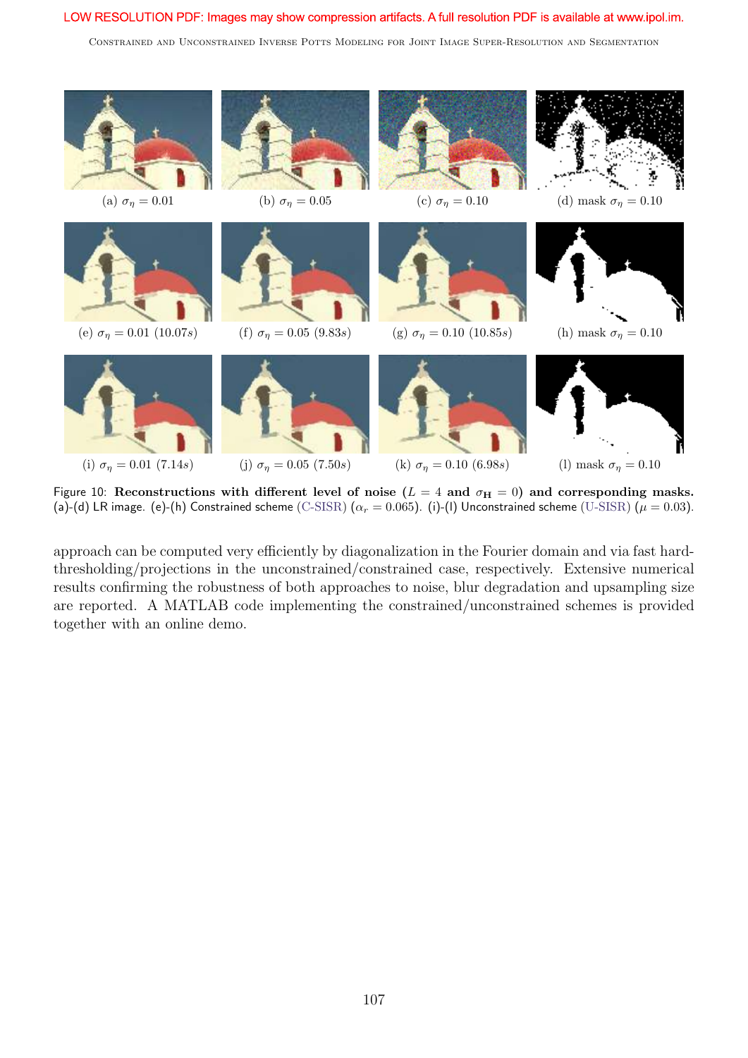(a) $\sigma_\eta = 0.01$ (b) $\sigma_\eta = 0.05$ (c) $\sigma_\eta = 0.10$ (d) mask $\sigma_\eta = 0.10$

(e) $\sigma_\eta = 0.01$ (10.07$s$) (f) $\sigma_\eta = 0.05$ (9.83$s$) (g) $\sigma_\eta = 0.10$ (10.85$s$) (h) mask $\sigma_\eta = 0.10$

(i) $\sigma_\eta = 0.01$ (7.14$s$) (j) $\sigma_\eta = 0.05$ (7.50$s$) (k) $\sigma_\eta = 0.10$ (6.98$s$) (l) mask $\sigma_\eta = 0.10$

Figure 10: **Reconstructions with different level of noise ($L = 4$ and $\sigma_{\mathbf{H}} = 0$) and corresponding masks.** (a)-(d) LR image. (e)-(h) Constrained scheme (C-SISR) ($\alpha_r = 0.065$). (i)-(l) Unconstrained scheme (U-SISR) ($\mu = 0.03$).

approach can be computed very efficiently by diagonalization in the Fourier domain and via fast hard-thresholding/projections in the unconstrained/constrained case, respectively. Extensive numerical results confirming the robustness of both approaches to noise, blur degradation and upsampling size are reported. A MATLAB code implementing the constrained/unconstrained schemes is provided together with an online demo.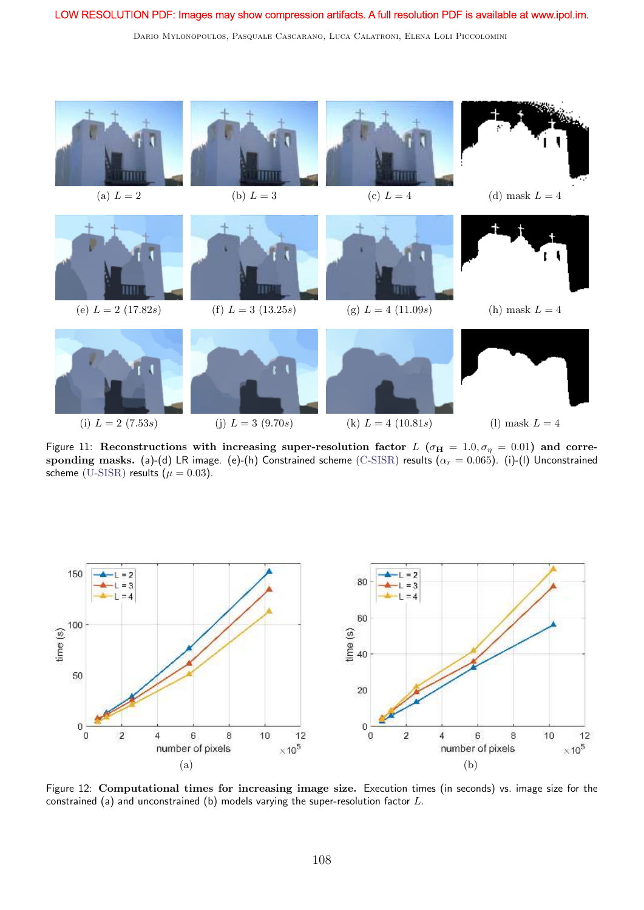(a) $L = 2$

(b) $L = 3$

(c) $L = 4$

(d) mask $L = 4$

(e) $L = 2$ $(17.82s)$

(f) $L = 3$ $(13.25s)$

(g) $L = 4$ $(11.09s)$

(h) mask $L = 4$

(i) $L = 2$ $(7.53s)$

(j) $L = 3$ $(9.70s)$

(k) $L = 4$ $(10.81s)$

(l) mask $L = 4$

Figure 11: **Reconstructions with increasing super-resolution factor** $L$ **($\sigma_{\mathbf{H}} = 1.0, \sigma_\eta = 0.01$) and corresponding masks.** (a)-(d) LR image. (e)-(h) Constrained scheme (C-SISR) results ($\alpha_r = 0.065$). (i)-(l) Unconstrained scheme (U-SISR) results ($\mu = 0.03$).

(a)

(b)

Figure 12: **Computational times for increasing image size.** Execution times (in seconds) vs. image size for the constrained (a) and unconstrained (b) models varying the super-resolution factor $L$.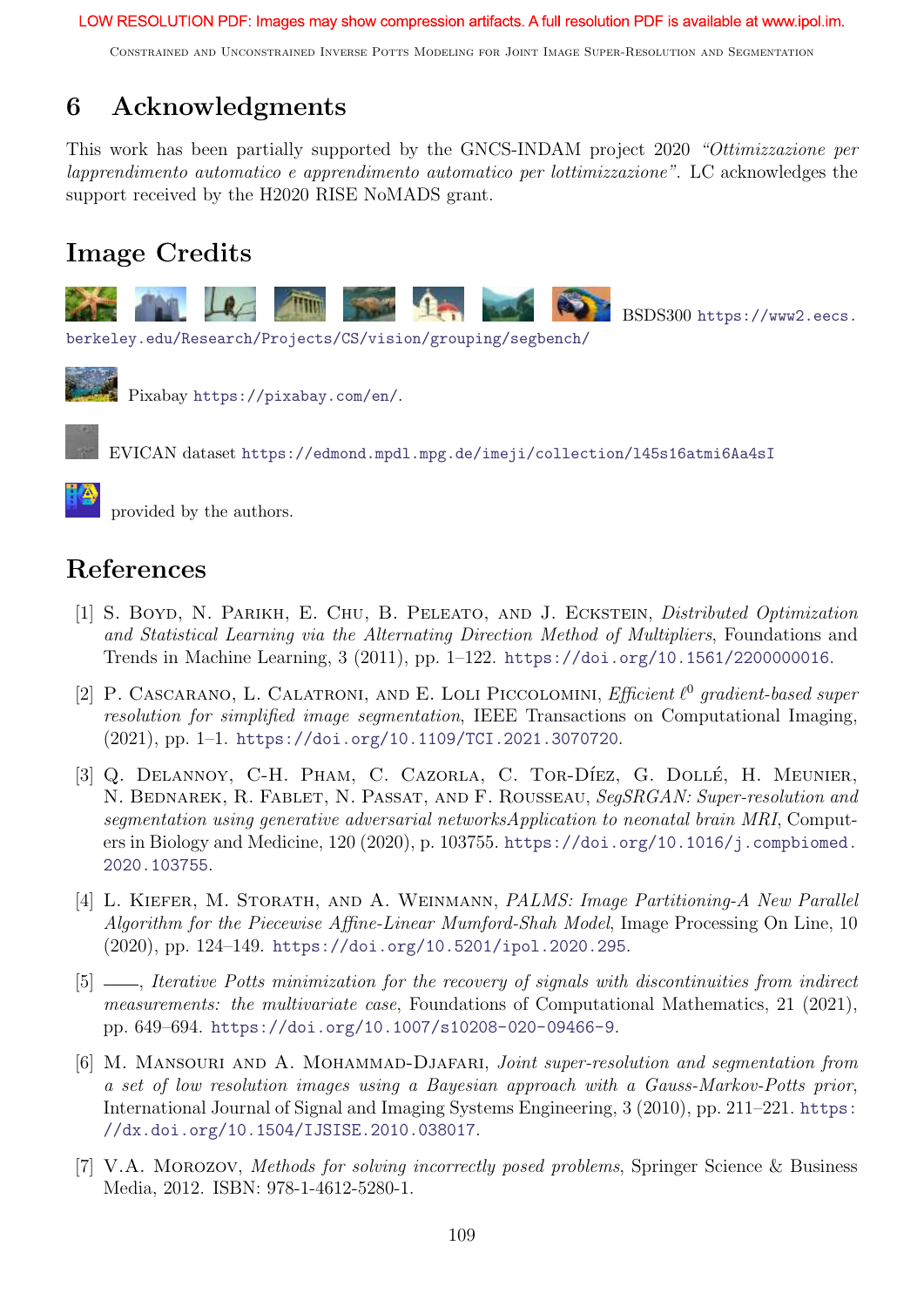## 6 Acknowledgments

This work has been partially supported by the GNCS-INDAM project 2020 *"Ottimizzazione per lapprendimento automatico e apprendimento automatico per lottimizzazione"*. LC acknowledges the support received by the H2020 RISE NoMADS grant.

## Image Credits

BSDS300 https://www2.eecs.berkeley.edu/Research/Projects/CS/vision/grouping/segbench/

Pixabay https://pixabay.com/en/.

EVICAN dataset https://edmond.mpdl.mpg.de/imeji/collection/l45s16atmi6Aa4sI

provided by the authors.

## References

[1] S. Boyd, N. Parikh, E. Chu, B. Peleato, and J. Eckstein, *Distributed Optimization and Statistical Learning via the Alternating Direction Method of Multipliers*, Foundations and Trends in Machine Learning, 3 (2011), pp. 1–122. https://doi.org/10.1561/2200000016.

[2] P. Cascarano, L. Calatroni, and E. Loli Piccolomini, *Efficient $\ell^0$ gradient-based super resolution for simplified image segmentation*, IEEE Transactions on Computational Imaging, (2021), pp. 1–1. https://doi.org/10.1109/TCI.2021.3070720.

[3] Q. Delannoy, C-H. Pham, C. Cazorla, C. Tor-Díez, G. Dollé, H. Meunier, N. Bednarek, R. Fablet, N. Passat, and F. Rousseau, *SegSRGAN: Super-resolution and segmentation using generative adversarial networksApplication to neonatal brain MRI*, Computers in Biology and Medicine, 120 (2020), p. 103755. https://doi.org/10.1016/j.compbiomed.2020.103755.

[4] L. Kiefer, M. Storath, and A. Weinmann, *PALMS: Image Partitioning-A New Parallel Algorithm for the Piecewise Affine-Linear Mumford-Shah Model*, Image Processing On Line, 10 (2020), pp. 124–149. https://doi.org/10.5201/ipol.2020.295.

[5] ——, *Iterative Potts minimization for the recovery of signals with discontinuities from indirect measurements: the multivariate case*, Foundations of Computational Mathematics, 21 (2021), pp. 649–694. https://doi.org/10.1007/s10208-020-09466-9.

[6] M. Mansouri and A. Mohammad-Djafari, *Joint super-resolution and segmentation from a set of low resolution images using a Bayesian approach with a Gauss-Markov-Potts prior*, International Journal of Signal and Imaging Systems Engineering, 3 (2010), pp. 211–221. https://dx.doi.org/10.1504/IJSISE.2010.038017.

[7] V.A. Morozov, *Methods for solving incorrectly posed problems*, Springer Science & Business Media, 2012. ISBN: 978-1-4612-5280-1.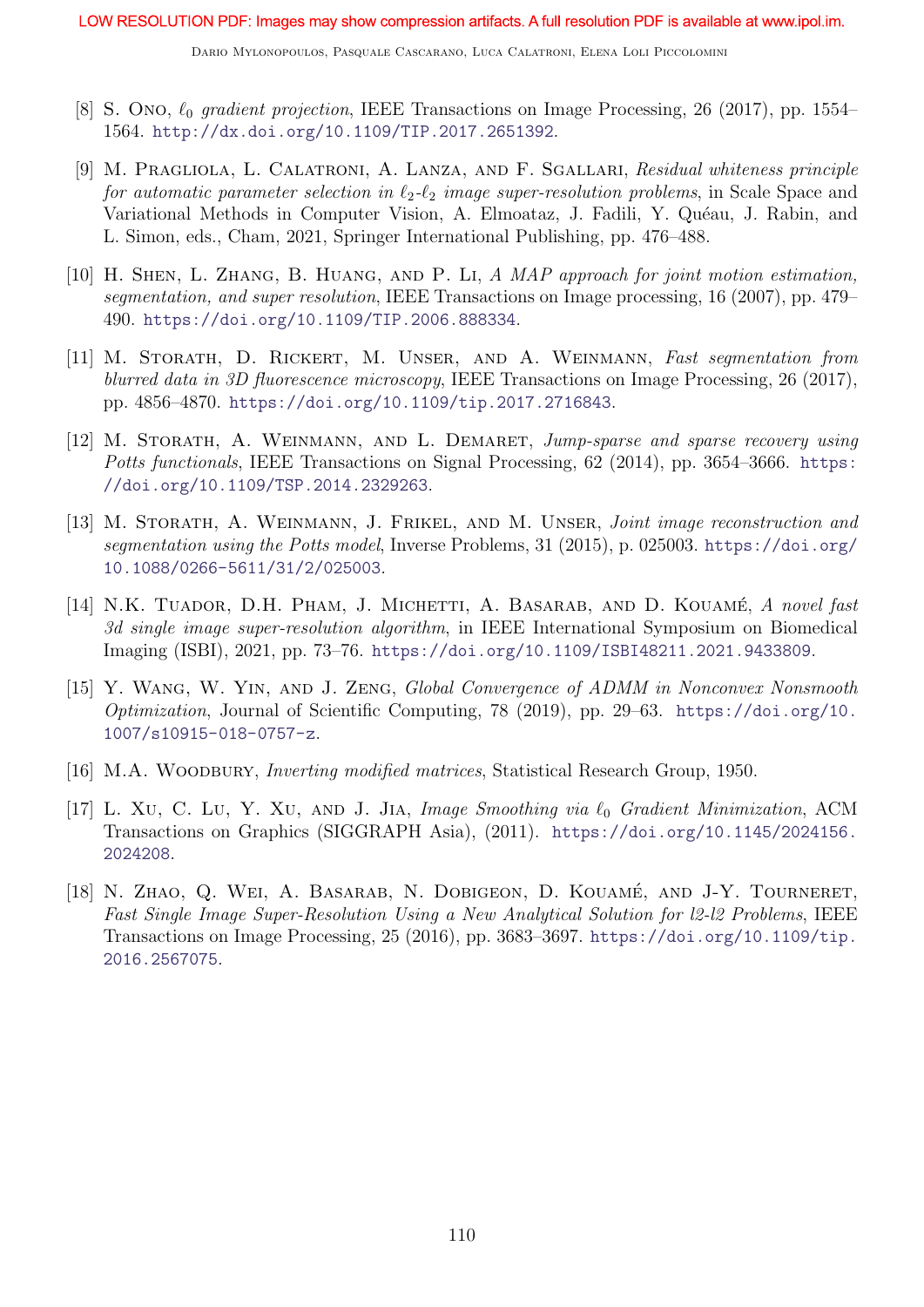[8] S. Ono, *$\ell_0$ gradient projection*, IEEE Transactions on Image Processing, 26 (2017), pp. 1554–1564. http://dx.doi.org/10.1109/TIP.2017.2651392.

[9] M. Pragliola, L. Calatroni, A. Lanza, and F. Sgallari, *Residual whiteness principle for automatic parameter selection in $\ell_2$-$\ell_2$ image super-resolution problems*, in Scale Space and Variational Methods in Computer Vision, A. Elmoataz, J. Fadili, Y. Quéau, J. Rabin, and L. Simon, eds., Cham, 2021, Springer International Publishing, pp. 476–488.

[10] H. Shen, L. Zhang, B. Huang, and P. Li, *A MAP approach for joint motion estimation, segmentation, and super resolution*, IEEE Transactions on Image processing, 16 (2007), pp. 479–490. https://doi.org/10.1109/TIP.2006.888334.

[11] M. Storath, D. Rickert, M. Unser, and A. Weinmann, *Fast segmentation from blurred data in 3D fluorescence microscopy*, IEEE Transactions on Image Processing, 26 (2017), pp. 4856–4870. https://doi.org/10.1109/tip.2017.2716843.

[12] M. Storath, A. Weinmann, and L. Demaret, *Jump-sparse and sparse recovery using Potts functionals*, IEEE Transactions on Signal Processing, 62 (2014), pp. 3654–3666. https://doi.org/10.1109/TSP.2014.2329263.

[13] M. Storath, A. Weinmann, J. Frikel, and M. Unser, *Joint image reconstruction and segmentation using the Potts model*, Inverse Problems, 31 (2015), p. 025003. https://doi.org/10.1088/0266-5611/31/2/025003.

[14] N.K. Tuador, D.H. Pham, J. Michetti, A. Basarab, and D. Kouamé, *A novel fast 3d single image super-resolution algorithm*, in IEEE International Symposium on Biomedical Imaging (ISBI), 2021, pp. 73–76. https://doi.org/10.1109/ISBI48211.2021.9433809.

[15] Y. Wang, W. Yin, and J. Zeng, *Global Convergence of ADMM in Nonconvex Nonsmooth Optimization*, Journal of Scientific Computing, 78 (2019), pp. 29–63. https://doi.org/10.1007/s10915-018-0757-z.

[16] M.A. Woodbury, *Inverting modified matrices*, Statistical Research Group, 1950.

[17] L. Xu, C. Lu, Y. Xu, and J. Jia, *Image Smoothing via $\ell_0$ Gradient Minimization*, ACM Transactions on Graphics (SIGGRAPH Asia), (2011). https://doi.org/10.1145/2024156.2024208.

[18] N. Zhao, Q. Wei, A. Basarab, N. Dobigeon, D. Kouamé, and J-Y. Tourneret, *Fast Single Image Super-Resolution Using a New Analytical Solution for l2-l2 Problems*, IEEE Transactions on Image Processing, 25 (2016), pp. 3683–3697. https://doi.org/10.1109/tip.2016.2567075.